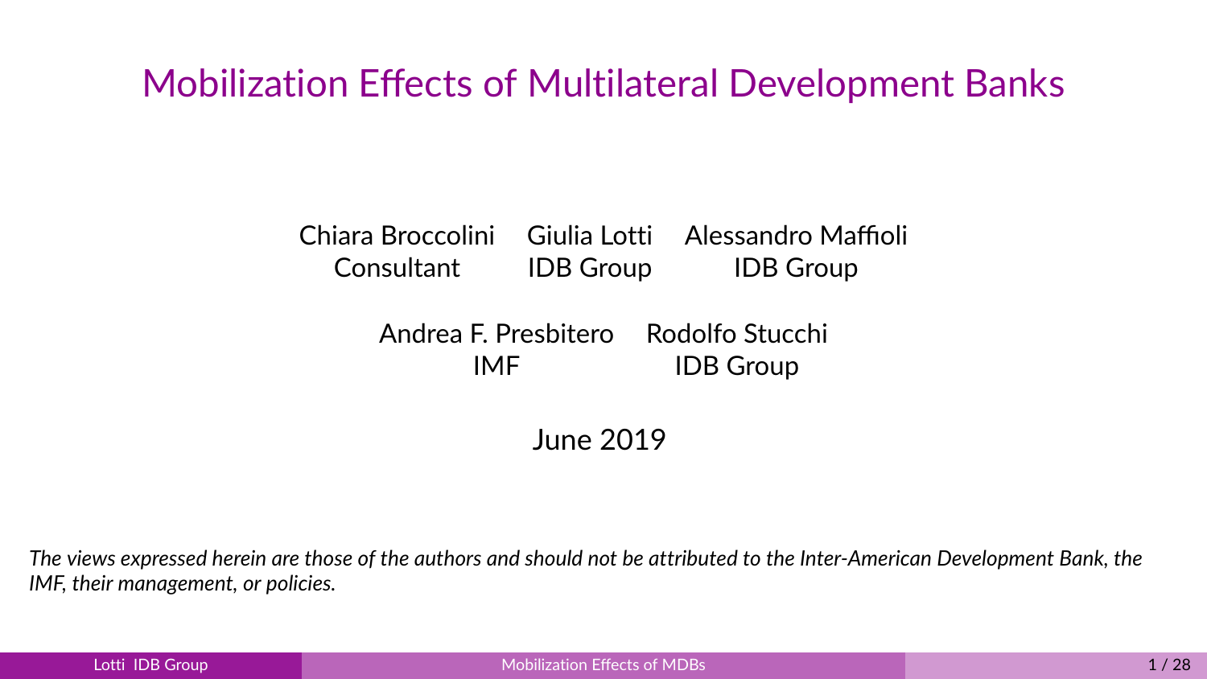# Mobilization Effects of Multilateral Development Banks

Chiara Broccolini — Consultant

Giulia Lotti — IDB Group

Alessandro Maffioli — IDB Group

Andrea F. Presbitero — IMF

Rodolfo Stucchi — IDB Group

June 2019

*The views expressed herein are those of the authors and should not be attributed to the Inter-American Development Bank, the IMF, their management, or policies.*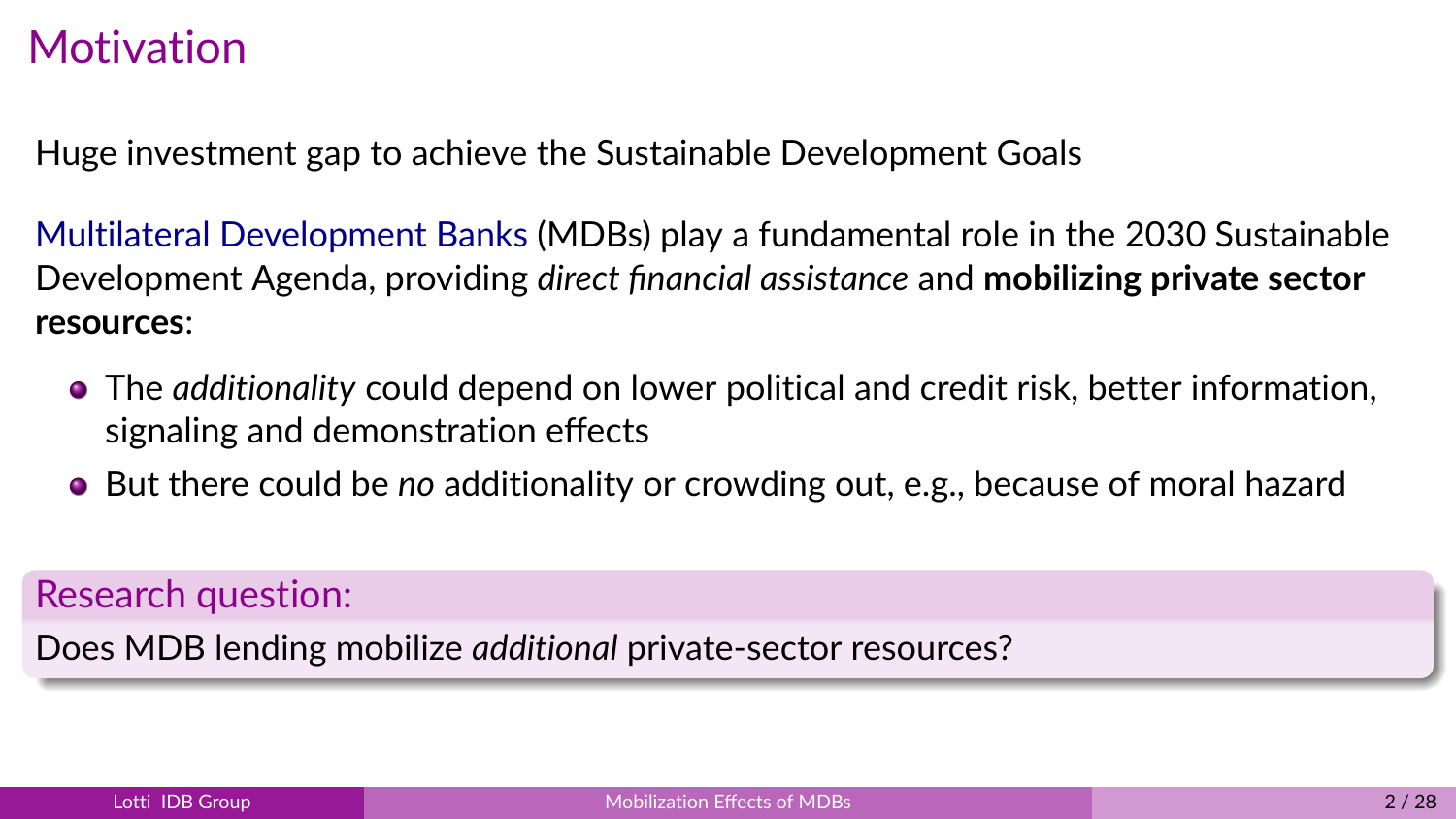# Motivation

Huge investment gap to achieve the Sustainable Development Goals

Multilateral Development Banks (MDBs) play a fundamental role in the 2030 Sustainable Development Agenda, providing *direct financial assistance* and **mobilizing private sector resources**:

- The *additionality* could depend on lower political and credit risk, better information, signaling and demonstration effects
- But there could be *no* additionality or crowding out, e.g., because of moral hazard

**Research question:**

Does MDB lending mobilize *additional* private-sector resources?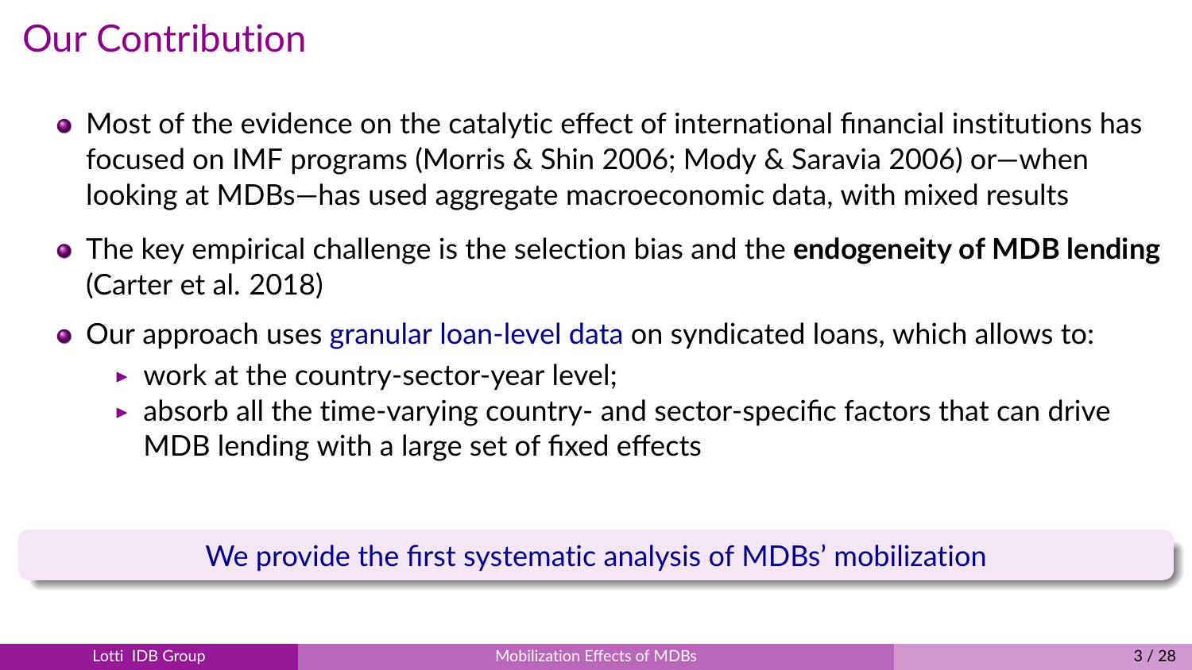# Our Contribution

- Most of the evidence on the catalytic effect of international financial institutions has focused on IMF programs (Morris & Shin 2006; Mody & Saravia 2006) or—when looking at MDBs—has used aggregate macroeconomic data, with mixed results
- The key empirical challenge is the selection bias and the **endogeneity of MDB lending** (Carter et al. 2018)
- Our approach uses granular loan-level data on syndicated loans, which allows to:
  - work at the country-sector-year level;
  - absorb all the time-varying country- and sector-specific factors that can drive MDB lending with a large set of fixed effects

We provide the first systematic analysis of MDBs' mobilization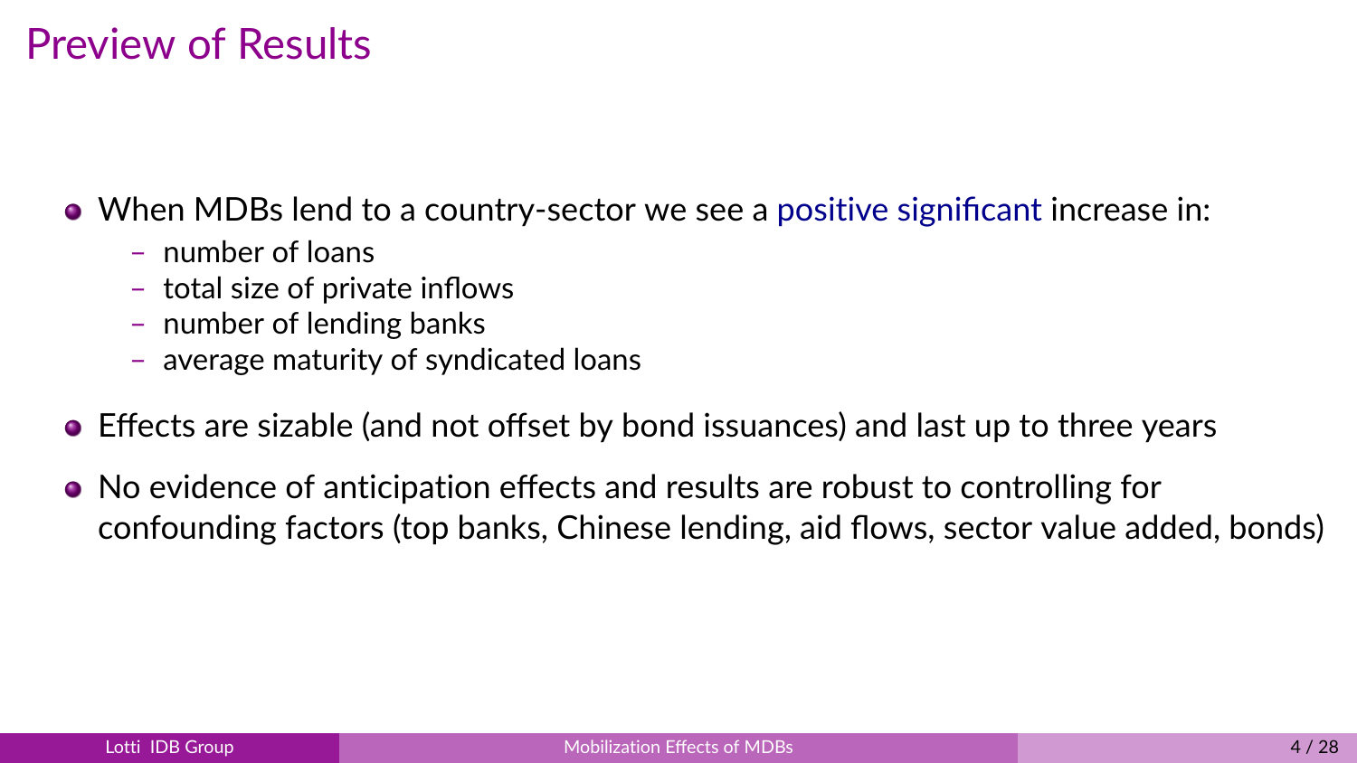# Preview of Results

- When MDBs lend to a country-sector we see a positive significant increase in:
  - number of loans
  - total size of private inflows
  - number of lending banks
  - average maturity of syndicated loans
- Effects are sizable (and not offset by bond issuances) and last up to three years
- No evidence of anticipation effects and results are robust to controlling for confounding factors (top banks, Chinese lending, aid flows, sector value added, bonds)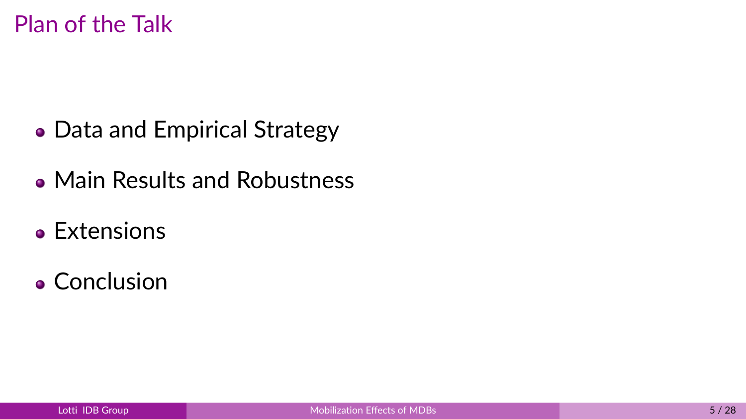# Plan of the Talk

- Data and Empirical Strategy
- Main Results and Robustness
- Extensions
- Conclusion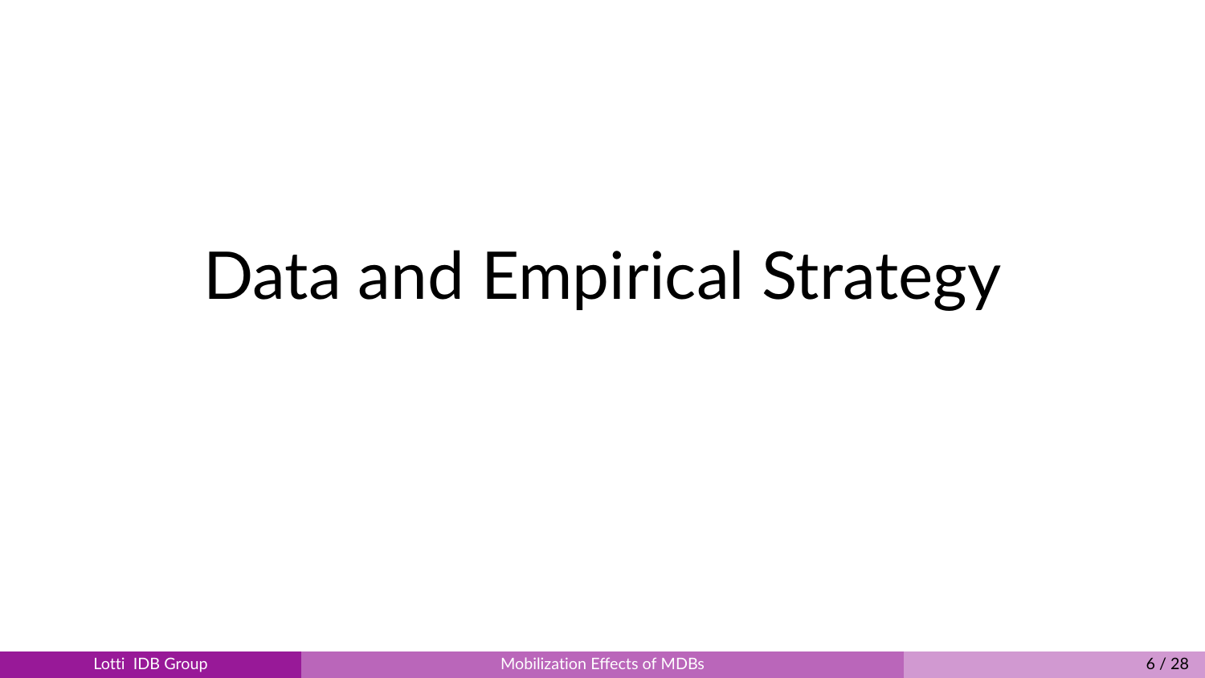# Data and Empirical Strategy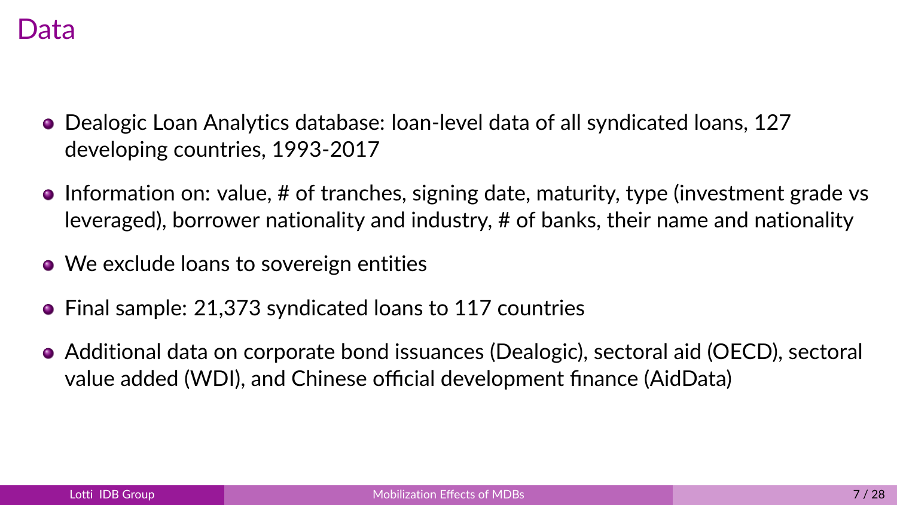# Data

- Dealogic Loan Analytics database: loan-level data of all syndicated loans, 127 developing countries, 1993-2017
- Information on: value, # of tranches, signing date, maturity, type (investment grade vs leveraged), borrower nationality and industry, # of banks, their name and nationality
- We exclude loans to sovereign entities
- Final sample: 21,373 syndicated loans to 117 countries
- Additional data on corporate bond issuances (Dealogic), sectoral aid (OECD), sectoral value added (WDI), and Chinese official development finance (AidData)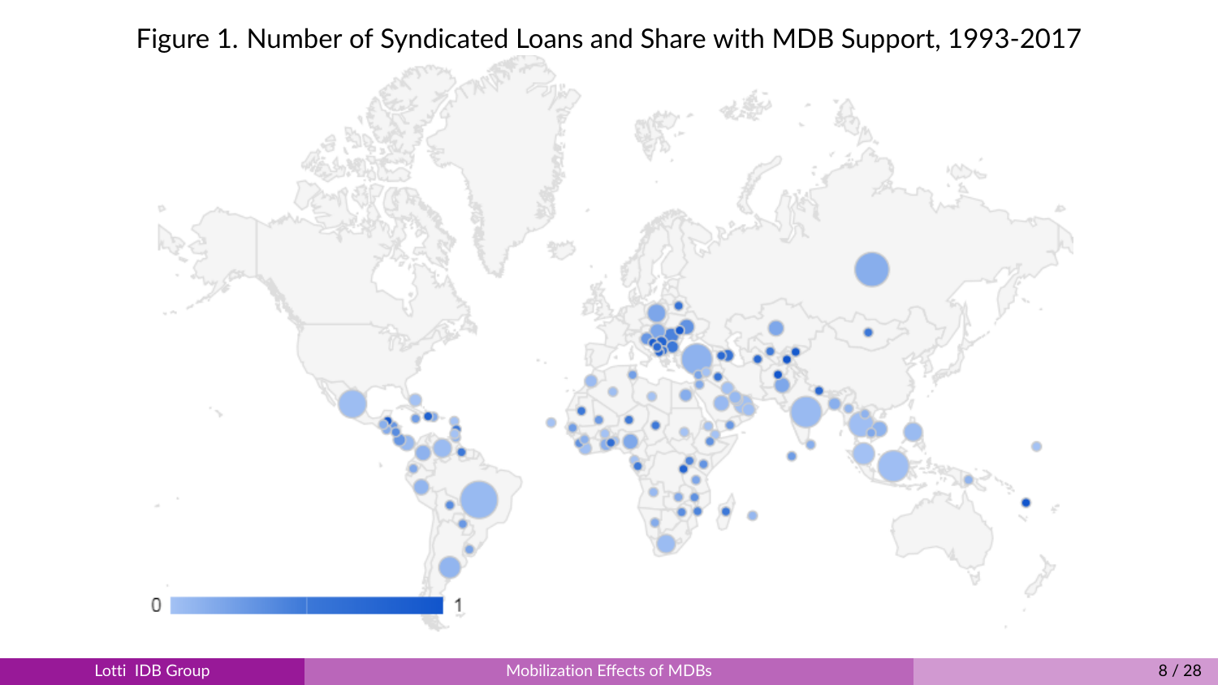Figure 1. Number of Syndicated Loans and Share with MDB Support, 1993-2017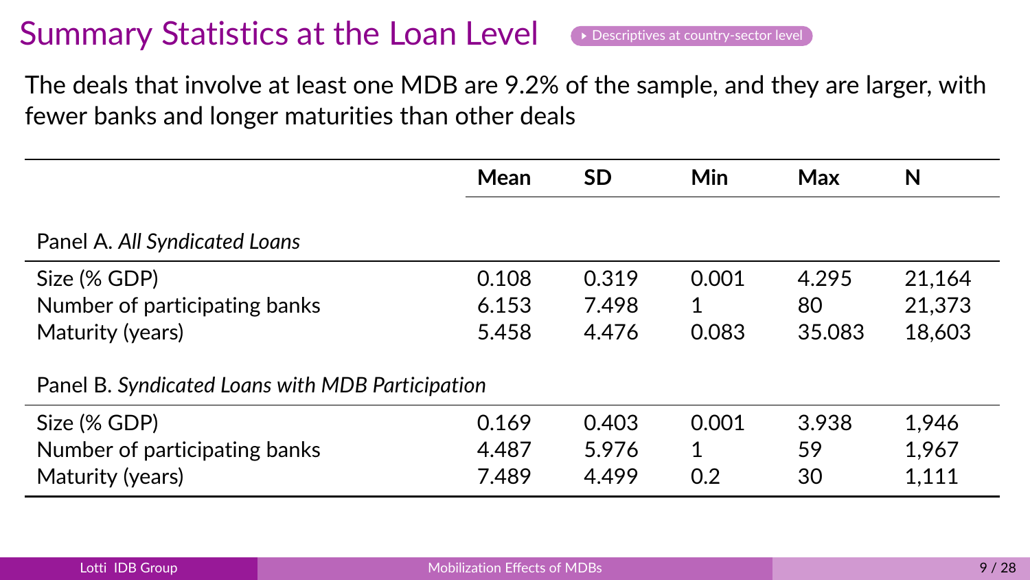# Summary Statistics at the Loan Level

Descriptives at country-sector level

The deals that involve at least one MDB are 9.2% of the sample, and they are larger, with fewer banks and longer maturities than other deals

| | **Mean** | **SD** | **Min** | **Max** | **N** |
|---|---|---|---|---|---|
| Panel A. *All Syndicated Loans* | | | | | |
| Size (% GDP) | 0.108 | 0.319 | 0.001 | 4.295 | 21,164 |
| Number of participating banks | 6.153 | 7.498 | 1 | 80 | 21,373 |
| Maturity (years) | 5.458 | 4.476 | 0.083 | 35.083 | 18,603 |
| Panel B. *Syndicated Loans with MDB Participation* | | | | | |
| Size (% GDP) | 0.169 | 0.403 | 0.001 | 3.938 | 1,946 |
| Number of participating banks | 4.487 | 5.976 | 1 | 59 | 1,967 |
| Maturity (years) | 7.489 | 4.499 | 0.2 | 30 | 1,111 |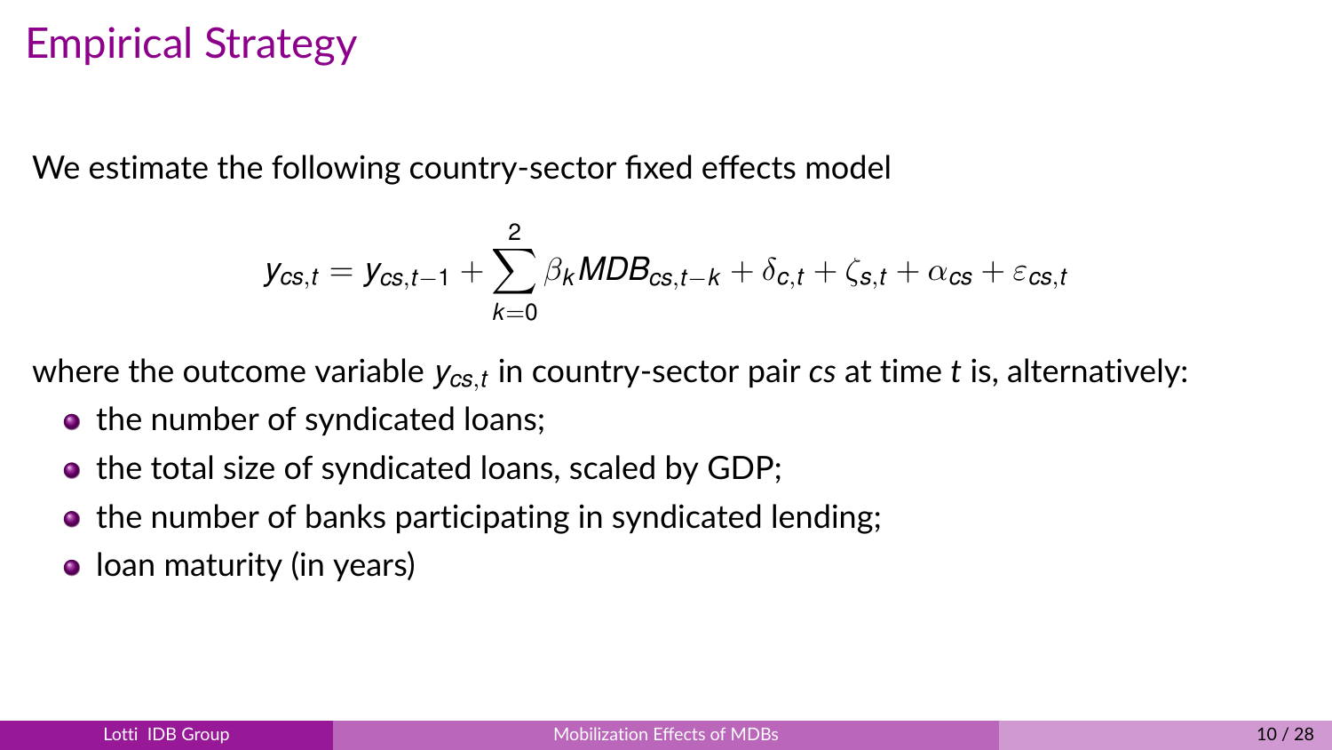# Empirical Strategy

We estimate the following country-sector fixed effects model

$$y_{cs,t} = y_{cs,t-1} + \sum_{k=0}^{2} \beta_k MDB_{cs,t-k} + \delta_{c,t} + \zeta_{s,t} + \alpha_{cs} + \varepsilon_{cs,t}$$

where the outcome variable $y_{cs,t}$ in country-sector pair *cs* at time *t* is, alternatively:

- the number of syndicated loans;
- the total size of syndicated loans, scaled by GDP;
- the number of banks participating in syndicated lending;
- loan maturity (in years)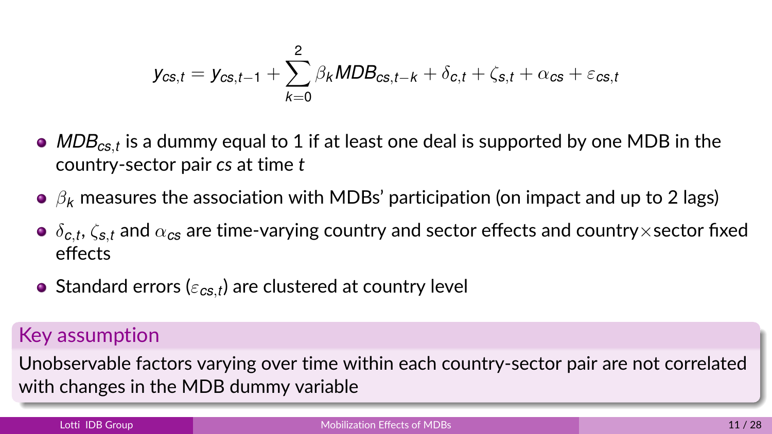$$y_{cs,t} = y_{cs,t-1} + \sum_{k=0}^{2} \beta_k MDB_{cs,t-k} + \delta_{c,t} + \zeta_{s,t} + \alpha_{cs} + \varepsilon_{cs,t}$$

- $MDB_{cs,t}$ is a dummy equal to 1 if at least one deal is supported by one MDB in the country-sector pair *cs* at time *t*
- $\beta_k$ measures the association with MDBs' participation (on impact and up to 2 lags)
- $\delta_{c,t}$, $\zeta_{s,t}$ and $\alpha_{cs}$ are time-varying country and sector effects and country×sector fixed effects
- Standard errors ($\varepsilon_{cs,t}$) are clustered at country level

**Key assumption**

Unobservable factors varying over time within each country-sector pair are not correlated with changes in the MDB dummy variable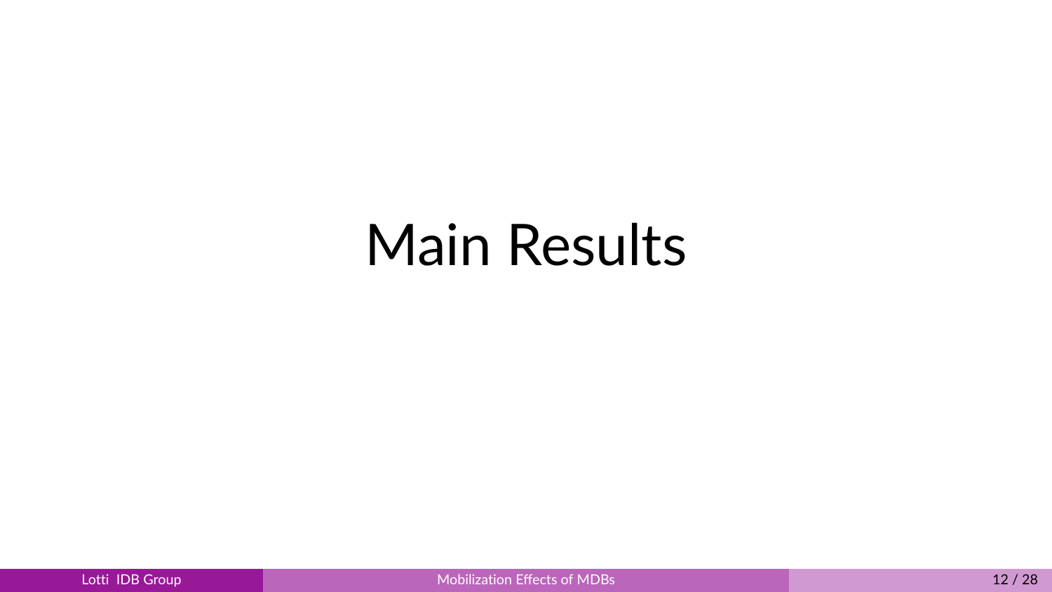# Main Results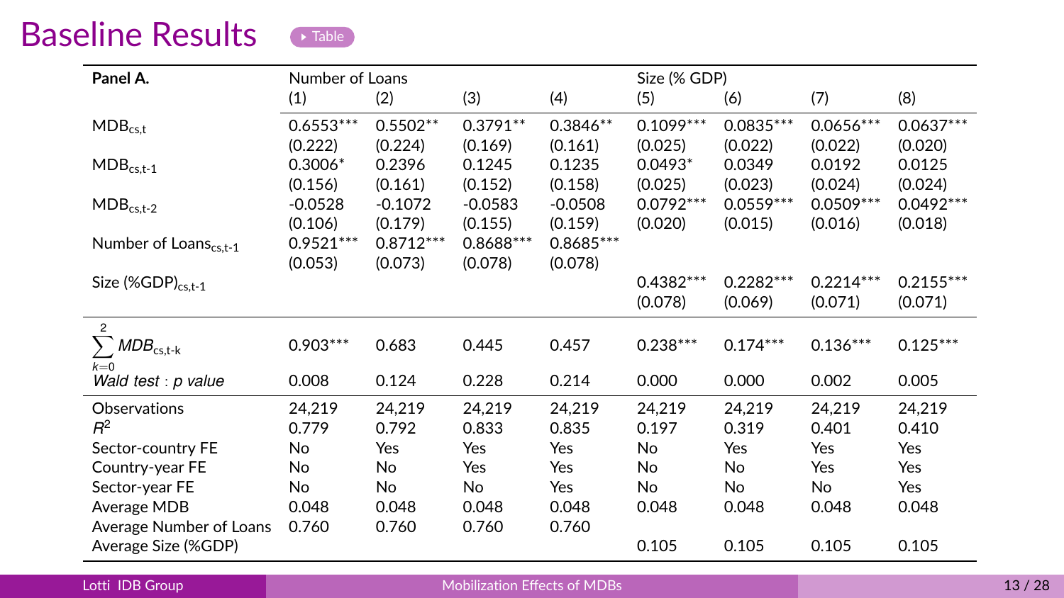# Baseline Results

Table

| Panel A. | Number of Loans | | | | Size (% GDP) | | | |
|---|---|---|---|---|---|---|---|---|
| | (1) | (2) | (3) | (4) | (5) | (6) | (7) | (8) |
| $MDB_{cs,t}$ | 0.6553*** | 0.5502** | 0.3791** | 0.3846** | 0.1099*** | 0.0835*** | 0.0656*** | 0.0637*** |
| | (0.222) | (0.224) | (0.169) | (0.161) | (0.025) | (0.022) | (0.022) | (0.020) |
| $MDB_{cs,t-1}$ | 0.3006* | 0.2396 | 0.1245 | 0.1235 | 0.0493* | 0.0349 | 0.0192 | 0.0125 |
| | (0.156) | (0.161) | (0.152) | (0.158) | (0.025) | (0.023) | (0.024) | (0.024) |
| $MDB_{cs,t-2}$ | -0.0528 | -0.1072 | -0.0583 | -0.0508 | 0.0792*** | 0.0559*** | 0.0509*** | 0.0492*** |
| | (0.106) | (0.179) | (0.155) | (0.159) | (0.020) | (0.015) | (0.016) | (0.018) |
| Number of $Loans_{cs,t-1}$ | 0.9521*** | 0.8712*** | 0.8688*** | 0.8685*** | | | | |
| | (0.053) | (0.073) | (0.078) | (0.078) | | | | |
| Size $(\%GDP)_{cs,t-1}$ | | | | | 0.4382*** | 0.2282*** | 0.2214*** | 0.2155*** |
| | | | | | (0.078) | (0.069) | (0.071) | (0.071) |
| $\sum_{k=0}^{2} MDB_{cs,t-k}$ | 0.903*** | 0.683 | 0.445 | 0.457 | 0.238*** | 0.174*** | 0.136*** | 0.125*** |
| *Wald test : p value* | 0.008 | 0.124 | 0.228 | 0.214 | 0.000 | 0.000 | 0.002 | 0.005 |
| Observations | 24,219 | 24,219 | 24,219 | 24,219 | 24,219 | 24,219 | 24,219 | 24,219 |
| $R^2$ | 0.779 | 0.792 | 0.833 | 0.835 | 0.197 | 0.319 | 0.401 | 0.410 |
| Sector-country FE | No | Yes | Yes | Yes | No | Yes | Yes | Yes |
| Country-year FE | No | No | Yes | Yes | No | No | Yes | Yes |
| Sector-year FE | No | No | No | Yes | No | No | No | Yes |
| Average MDB | 0.048 | 0.048 | 0.048 | 0.048 | 0.048 | 0.048 | 0.048 | 0.048 |
| Average Number of Loans | 0.760 | 0.760 | 0.760 | 0.760 | | | | |
| Average Size (%GDP) | | | | | 0.105 | 0.105 | 0.105 | 0.105 |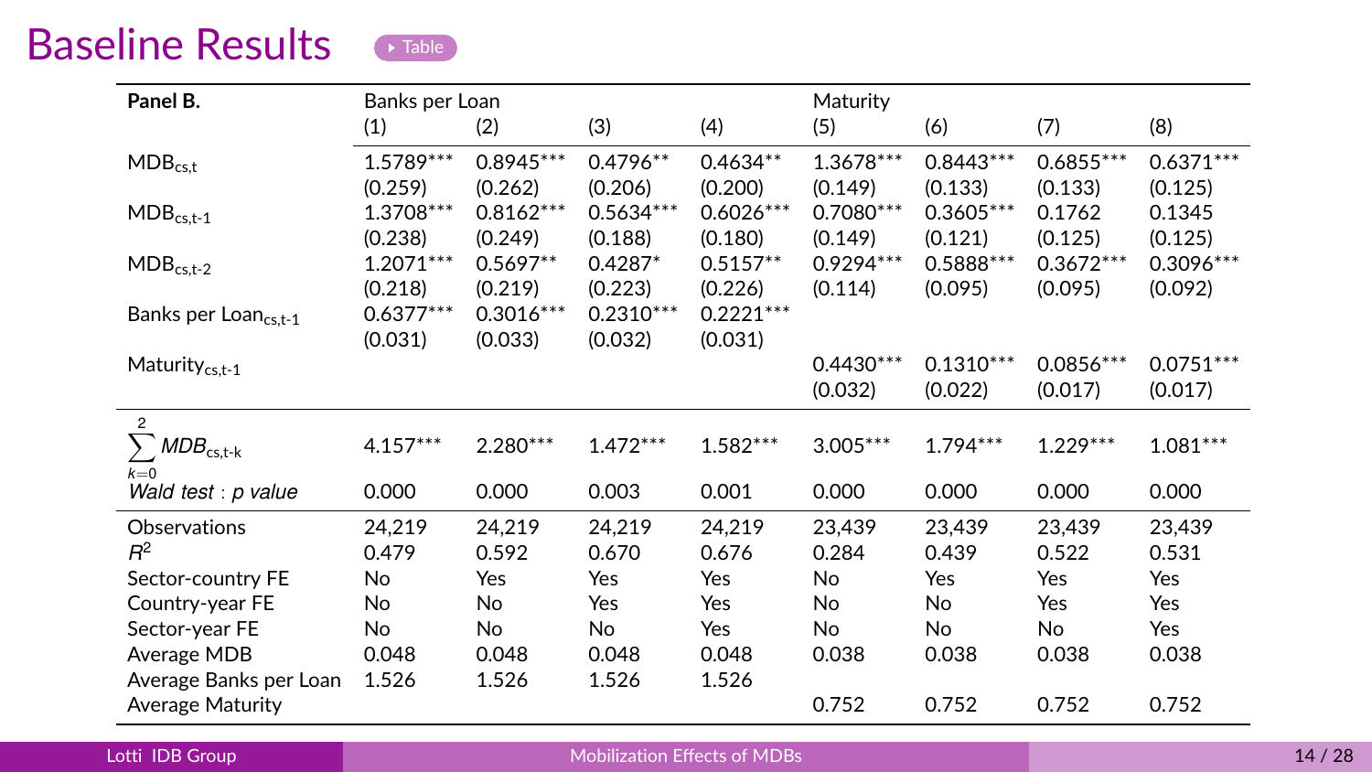# Baseline Results

Table

| Panel B. | Banks per Loan | | | | Maturity | | | |
|---|---|---|---|---|---|---|---|---|
| | (1) | (2) | (3) | (4) | (5) | (6) | (7) | (8) |
| $MDB_{cs,t}$ | 1.5789*** | 0.8945*** | 0.4796** | 0.4634** | 1.3678*** | 0.8443*** | 0.6855*** | 0.6371*** |
| | (0.259) | (0.262) | (0.206) | (0.200) | (0.149) | (0.133) | (0.133) | (0.125) |
| $MDB_{cs,t-1}$ | 1.3708*** | 0.8162*** | 0.5634*** | 0.6026*** | 0.7080*** | 0.3605*** | 0.1762 | 0.1345 |
| | (0.238) | (0.249) | (0.188) | (0.180) | (0.149) | (0.121) | (0.125) | (0.125) |
| $MDB_{cs,t-2}$ | 1.2071*** | 0.5697** | 0.4287* | 0.5157** | 0.9294*** | 0.5888*** | 0.3672*** | 0.3096*** |
| | (0.218) | (0.219) | (0.223) | (0.226) | (0.114) | (0.095) | (0.095) | (0.092) |
| Banks per $Loan_{cs,t-1}$ | 0.6377*** | 0.3016*** | 0.2310*** | 0.2221*** | | | | |
| | (0.031) | (0.033) | (0.032) | (0.031) | | | | |
| $Maturity_{cs,t-1}$ | | | | | 0.4430*** | 0.1310*** | 0.0856*** | 0.0751*** |
| | | | | | (0.032) | (0.022) | (0.017) | (0.017) |
| $\sum_{k=0}^{2} MDB_{cs,t-k}$ | 4.157*** | 2.280*** | 1.472*** | 1.582*** | 3.005*** | 1.794*** | 1.229*** | 1.081*** |
| *Wald test : p value* | 0.000 | 0.000 | 0.003 | 0.001 | 0.000 | 0.000 | 0.000 | 0.000 |
| Observations | 24,219 | 24,219 | 24,219 | 24,219 | 23,439 | 23,439 | 23,439 | 23,439 |
| $R^2$ | 0.479 | 0.592 | 0.670 | 0.676 | 0.284 | 0.439 | 0.522 | 0.531 |
| Sector-country FE | No | Yes | Yes | Yes | No | Yes | Yes | Yes |
| Country-year FE | No | No | Yes | Yes | No | No | Yes | Yes |
| Sector-year FE | No | No | No | Yes | No | No | No | Yes |
| Average MDB | 0.048 | 0.048 | 0.048 | 0.048 | 0.038 | 0.038 | 0.038 | 0.038 |
| Average Banks per Loan | 1.526 | 1.526 | 1.526 | 1.526 | | | | |
| Average Maturity | | | | | 0.752 | 0.752 | 0.752 | 0.752 |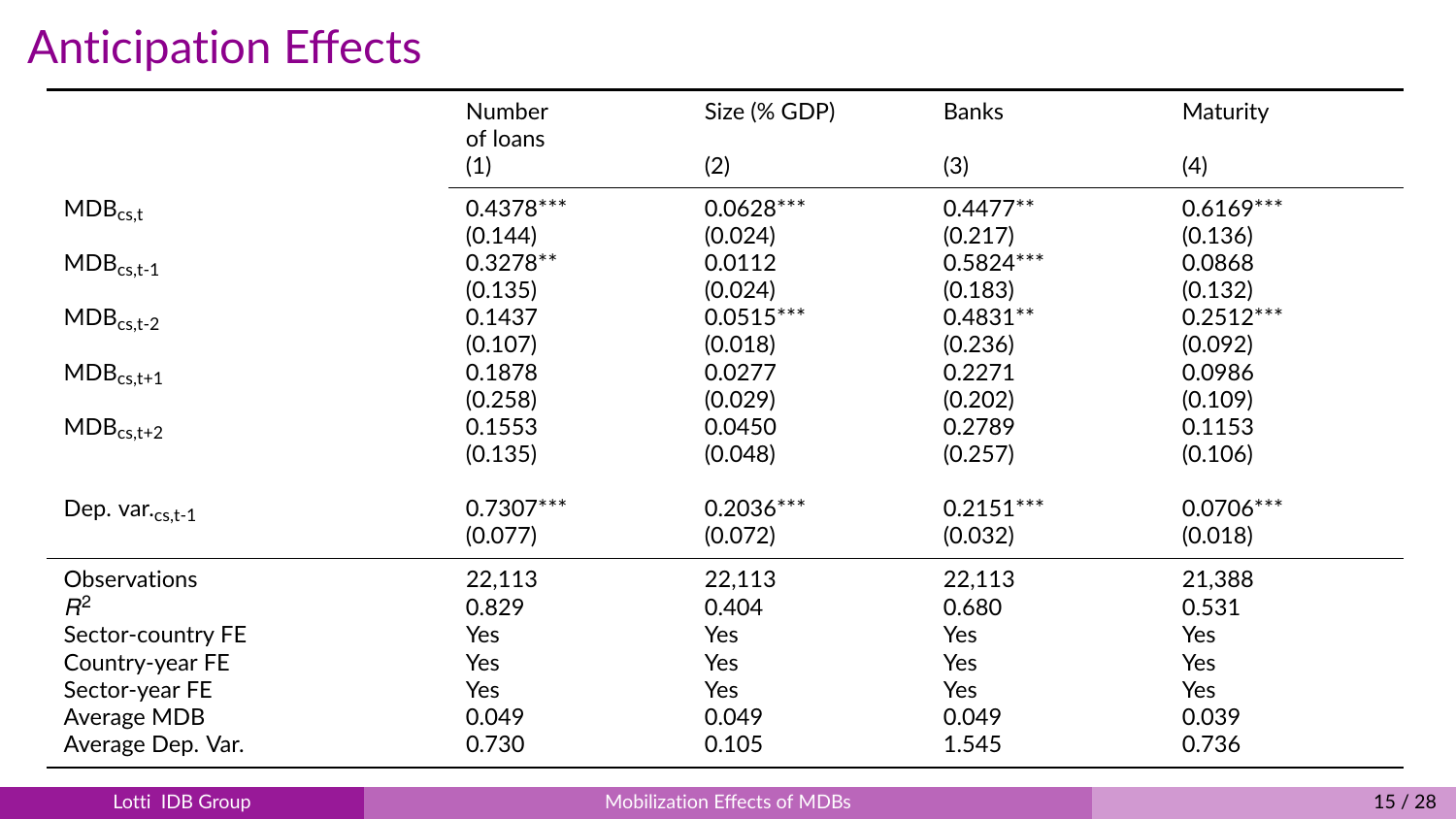# Anticipation Effects

| | Number of loans (1) | Size (% GDP) (2) | Banks (3) | Maturity (4) |
|---|---|---|---|---|
| $MDB_{cs,t}$ | 0.4378*** | 0.0628*** | 0.4477** | 0.6169*** |
| | (0.144) | (0.024) | (0.217) | (0.136) |
| $MDB_{cs,t-1}$ | 0.3278** | 0.0112 | 0.5824*** | 0.0868 |
| | (0.135) | (0.024) | (0.183) | (0.132) |
| $MDB_{cs,t-2}$ | 0.1437 | 0.0515*** | 0.4831** | 0.2512*** |
| | (0.107) | (0.018) | (0.236) | (0.092) |
| $MDB_{cs,t+1}$ | 0.1878 | 0.0277 | 0.2271 | 0.0986 |
| | (0.258) | (0.029) | (0.202) | (0.109) |
| $MDB_{cs,t+2}$ | 0.1553 | 0.0450 | 0.2789 | 0.1153 |
| | (0.135) | (0.048) | (0.257) | (0.106) |
| Dep. $var._{cs,t-1}$ | 0.7307*** | 0.2036*** | 0.2151*** | 0.0706*** |
| | (0.077) | (0.072) | (0.032) | (0.018) |
| Observations | 22,113 | 22,113 | 22,113 | 21,388 |
| $R^2$ | 0.829 | 0.404 | 0.680 | 0.531 |
| Sector-country FE | Yes | Yes | Yes | Yes |
| Country-year FE | Yes | Yes | Yes | Yes |
| Sector-year FE | Yes | Yes | Yes | Yes |
| Average MDB | 0.049 | 0.049 | 0.049 | 0.039 |
| Average Dep. Var. | 0.730 | 0.105 | 1.545 | 0.736 |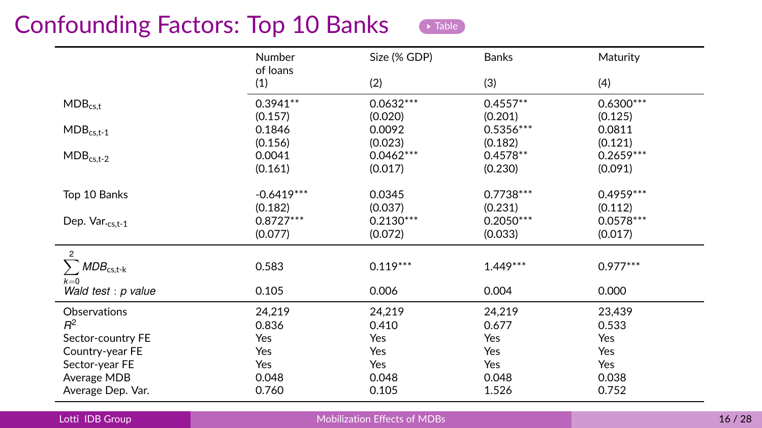# Confounding Factors: Top 10 Banks

Table

| | Number of loans | Size (% GDP) | Banks | Maturity |
|---|---|---|---|---|
| | (1) | (2) | (3) | (4) |
| $MDB_{cs,t}$ | 0.3941** | 0.0632*** | 0.4557** | 0.6300*** |
| | (0.157) | (0.020) | (0.201) | (0.125) |
| $MDB_{cs,t-1}$ | 0.1846 | 0.0092 | 0.5356*** | 0.0811 |
| | (0.156) | (0.023) | (0.182) | (0.121) |
| $MDB_{cs,t-2}$ | 0.0041 | 0.0462*** | 0.4578** | 0.2659*** |
| | (0.161) | (0.017) | (0.230) | (0.091) |
| Top 10 Banks | -0.6419*** | 0.0345 | 0.7738*** | 0.4959*** |
| | (0.182) | (0.037) | (0.231) | (0.112) |
| Dep. $Var._{cs,t-1}$ | 0.8727*** | 0.2130*** | 0.2050*** | 0.0578*** |
| | (0.077) | (0.072) | (0.033) | (0.017) |
| $\sum_{k=0}^{2} MDB_{cs,t-k}$ | 0.583 | 0.119*** | 1.449*** | 0.977*** |
| *Wald test : p value* | 0.105 | 0.006 | 0.004 | 0.000 |
| Observations | 24,219 | 24,219 | 24,219 | 23,439 |
| $R^2$ | 0.836 | 0.410 | 0.677 | 0.533 |
| Sector-country FE | Yes | Yes | Yes | Yes |
| Country-year FE | Yes | Yes | Yes | Yes |
| Sector-year FE | Yes | Yes | Yes | Yes |
| Average MDB | 0.048 | 0.048 | 0.048 | 0.038 |
| Average Dep. Var. | 0.760 | 0.105 | 1.526 | 0.752 |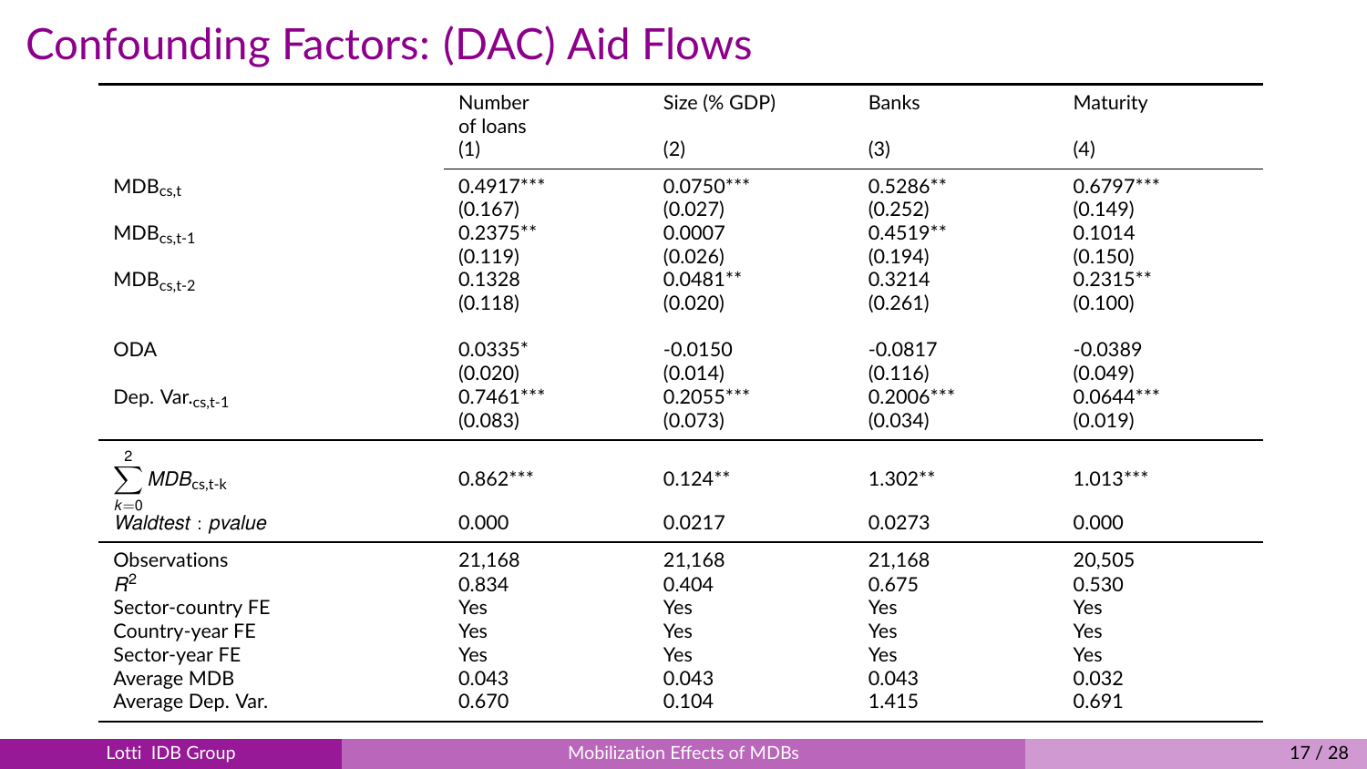# Confounding Factors: (DAC) Aid Flows

| | Number of loans (1) | Size (% GDP) (2) | Banks (3) | Maturity (4) |
|---|---|---|---|---|
| $MDB_{cs,t}$ | 0.4917*** | 0.0750*** | 0.5286** | 0.6797*** |
| | (0.167) | (0.027) | (0.252) | (0.149) |
| $MDB_{cs,t-1}$ | 0.2375** | 0.0007 | 0.4519** | 0.1014 |
| | (0.119) | (0.026) | (0.194) | (0.150) |
| $MDB_{cs,t-2}$ | 0.1328 | 0.0481** | 0.3214 | 0.2315** |
| | (0.118) | (0.020) | (0.261) | (0.100) |
| ODA | 0.0335* | -0.0150 | -0.0817 | -0.0389 |
| | (0.020) | (0.014) | (0.116) | (0.049) |
| $Dep. Var._{cs,t-1}$ | 0.7461*** | 0.2055*** | 0.2006*** | 0.0644*** |
| | (0.083) | (0.073) | (0.034) | (0.019) |
| $\sum_{k=0}^{2} MDB_{cs,t-k}$ | 0.862*** | 0.124** | 1.302** | 1.013*** |
| *Waldtest : pvalue* | 0.000 | 0.0217 | 0.0273 | 0.000 |
| Observations | 21,168 | 21,168 | 21,168 | 20,505 |
| $R^2$ | 0.834 | 0.404 | 0.675 | 0.530 |
| Sector-country FE | Yes | Yes | Yes | Yes |
| Country-year FE | Yes | Yes | Yes | Yes |
| Sector-year FE | Yes | Yes | Yes | Yes |
| Average MDB | 0.043 | 0.043 | 0.043 | 0.032 |
| Average Dep. Var. | 0.670 | 0.104 | 1.415 | 0.691 |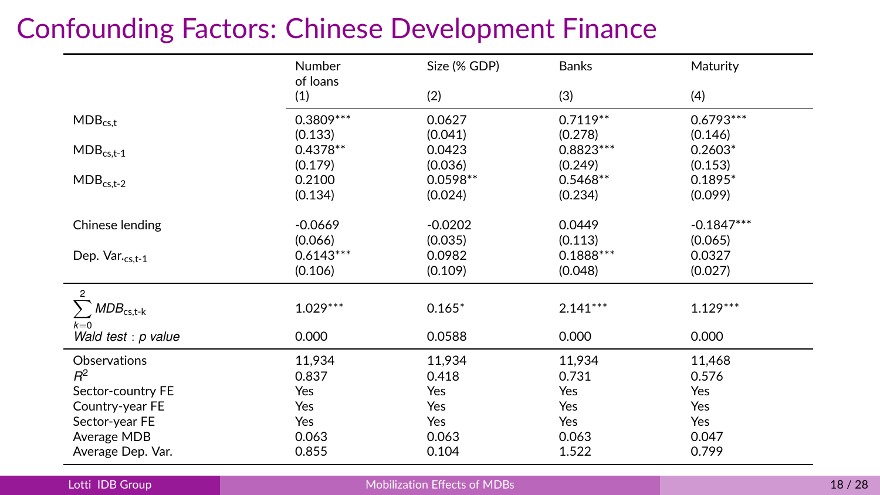# Confounding Factors: Chinese Development Finance

| | Number of loans (1) | Size (% GDP) (2) | Banks (3) | Maturity (4) |
|---|---|---|---|---|
| $MDB_{cs,t}$ | 0.3809*** | 0.0627 | 0.7119** | 0.6793*** |
| | (0.133) | (0.041) | (0.278) | (0.146) |
| $MDB_{cs,t-1}$ | 0.4378** | 0.0423 | 0.8823*** | 0.2603* |
| | (0.179) | (0.036) | (0.249) | (0.153) |
| $MDB_{cs,t-2}$ | 0.2100 | 0.0598** | 0.5468** | 0.1895* |
| | (0.134) | (0.024) | (0.234) | (0.099) |
| Chinese lending | -0.0669 | -0.0202 | 0.0449 | -0.1847*** |
| | (0.066) | (0.035) | (0.113) | (0.065) |
| Dep. $Var._{cs,t-1}$ | 0.6143*** | 0.0982 | 0.1888*** | 0.0327 |
| | (0.106) | (0.109) | (0.048) | (0.027) |
| $\sum_{k=0}^{2} MDB_{cs,t-k}$ | 1.029*** | 0.165* | 2.141*** | 1.129*** |
| *Wald test : p value* | 0.000 | 0.0588 | 0.000 | 0.000 |
| Observations | 11,934 | 11,934 | 11,934 | 11,468 |
| $R^2$ | 0.837 | 0.418 | 0.731 | 0.576 |
| Sector-country FE | Yes | Yes | Yes | Yes |
| Country-year FE | Yes | Yes | Yes | Yes |
| Sector-year FE | Yes | Yes | Yes | Yes |
| Average MDB | 0.063 | 0.063 | 0.063 | 0.047 |
| Average Dep. Var. | 0.855 | 0.104 | 1.522 | 0.799 |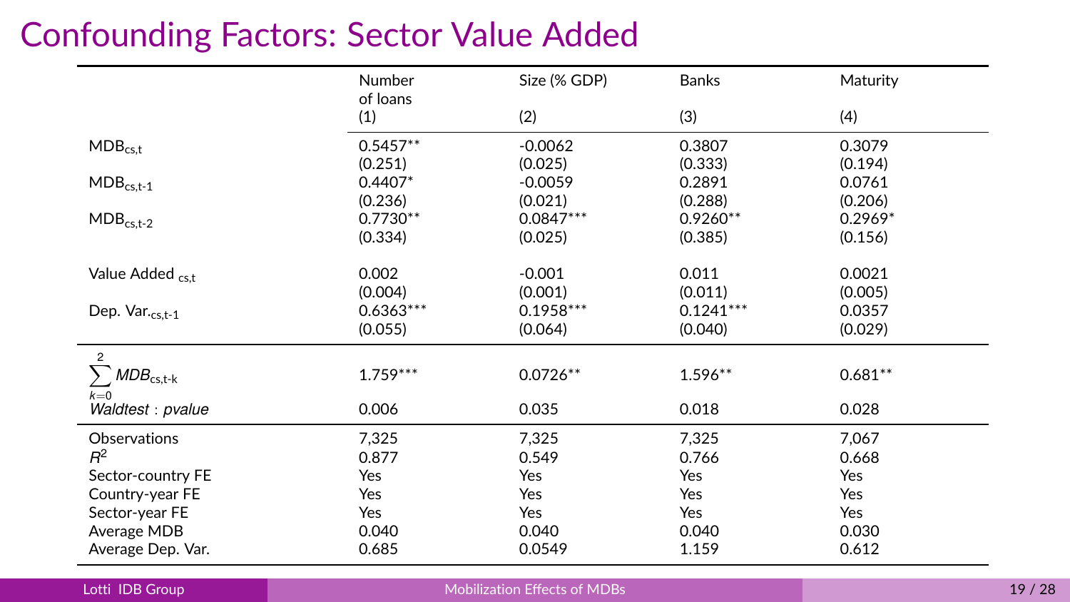# Confounding Factors: Sector Value Added

| | Number of loans (1) | Size (% GDP) (2) | Banks (3) | Maturity (4) |
|---|---|---|---|---|
| $MDB_{cs,t}$ | 0.5457** | -0.0062 | 0.3807 | 0.3079 |
| | (0.251) | (0.025) | (0.333) | (0.194) |
| $MDB_{cs,t-1}$ | 0.4407* | -0.0059 | 0.2891 | 0.0761 |
| | (0.236) | (0.021) | (0.288) | (0.206) |
| $MDB_{cs,t-2}$ | 0.7730** | 0.0847*** | 0.9260** | 0.2969* |
| | (0.334) | (0.025) | (0.385) | (0.156) |
| Value Added $_{cs,t}$ | 0.002 | -0.001 | 0.011 | 0.0021 |
| | (0.004) | (0.001) | (0.011) | (0.005) |
| Dep. Var.$_{cs,t-1}$ | 0.6363*** | 0.1958*** | 0.1241*** | 0.0357 |
| | (0.055) | (0.064) | (0.040) | (0.029) |
| $\sum_{k=0}^{2} MDB_{cs,t-k}$ | 1.759*** | 0.0726** | 1.596** | 0.681** |
| *Waldtest : pvalue* | 0.006 | 0.035 | 0.018 | 0.028 |
| Observations | 7,325 | 7,325 | 7,325 | 7,067 |
| $R^2$ | 0.877 | 0.549 | 0.766 | 0.668 |
| Sector-country FE | Yes | Yes | Yes | Yes |
| Country-year FE | Yes | Yes | Yes | Yes |
| Sector-year FE | Yes | Yes | Yes | Yes |
| Average MDB | 0.040 | 0.040 | 0.040 | 0.030 |
| Average Dep. Var. | 0.685 | 0.0549 | 1.159 | 0.612 |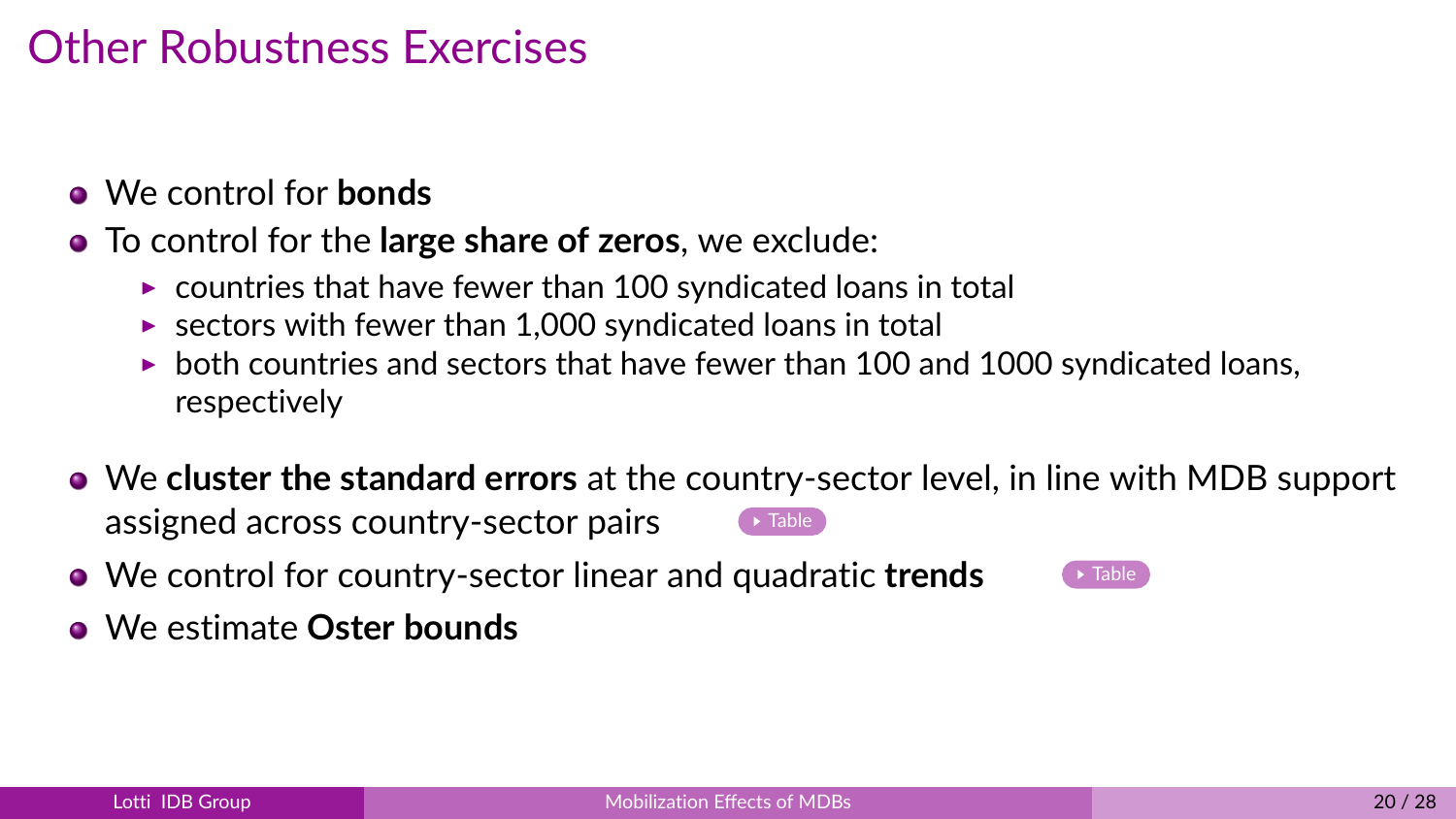# Other Robustness Exercises

- We control for **bonds**
- To control for the **large share of zeros**, we exclude:
  - countries that have fewer than 100 syndicated loans in total
  - sectors with fewer than 1,000 syndicated loans in total
  - both countries and sectors that have fewer than 100 and 1000 syndicated loans, respectively
- We **cluster the standard errors** at the country-sector level, in line with MDB support assigned across country-sector pairs Table
- We control for country-sector linear and quadratic **trends** Table
- We estimate **Oster bounds**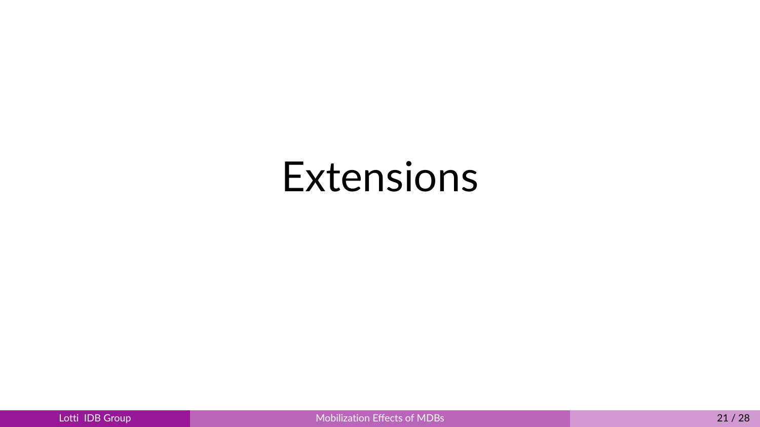# Extensions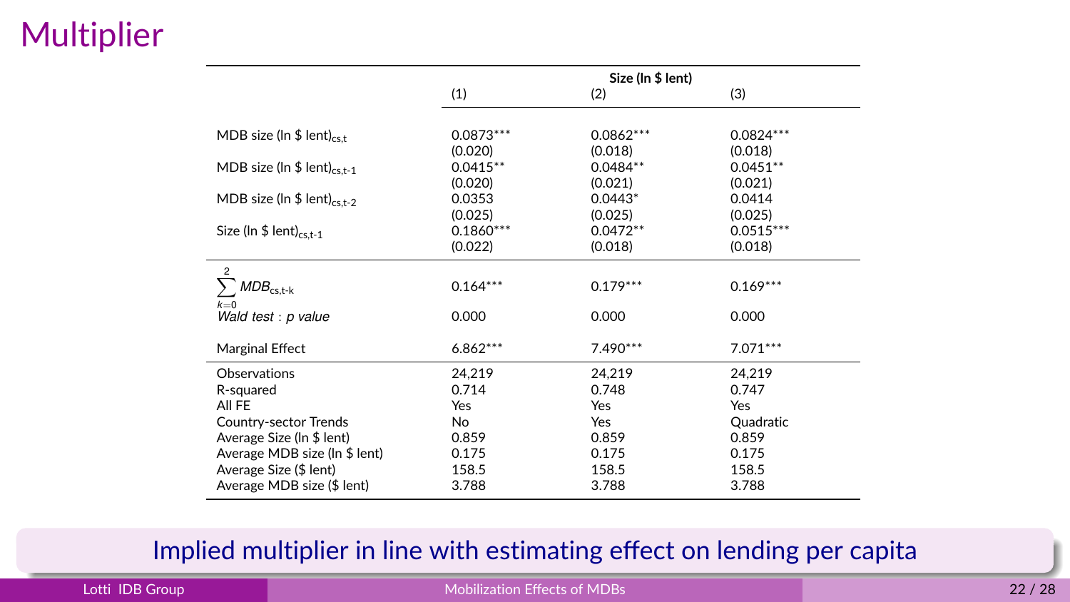# Multiplier

| | Size (ln \$ lent) | | |
|---|---|---|---|
| | (1) | (2) | (3) |
| MDB size (ln \$ lent)$_{cs,t}$ | 0.0873*** | 0.0862*** | 0.0824*** |
| | (0.020) | (0.018) | (0.018) |
| MDB size (ln \$ lent)$_{cs,t-1}$ | 0.0415** | 0.0484** | 0.0451** |
| | (0.020) | (0.021) | (0.021) |
| MDB size (ln \$ lent)$_{cs,t-2}$ | 0.0353 | 0.0443* | 0.0414 |
| | (0.025) | (0.025) | (0.025) |
| Size (ln \$ lent)$_{cs,t-1}$ | 0.1860*** | 0.0472** | 0.0515*** |
| | (0.022) | (0.018) | (0.018) |
| $\sum_{k=0}^{2} MDB_{cs,t-k}$ | 0.164*** | 0.179*** | 0.169*** |
| *Wald test : p value* | 0.000 | 0.000 | 0.000 |
| Marginal Effect | 6.862*** | 7.490*** | 7.071*** |
| Observations | 24,219 | 24,219 | 24,219 |
| R-squared | 0.714 | 0.748 | 0.747 |
| All FE | Yes | Yes | Yes |
| Country-sector Trends | No | Yes | Quadratic |
| Average Size (ln \$ lent) | 0.859 | 0.859 | 0.859 |
| Average MDB size (ln \$ lent) | 0.175 | 0.175 | 0.175 |
| Average Size (\$ lent) | 158.5 | 158.5 | 158.5 |
| Average MDB size (\$ lent) | 3.788 | 3.788 | 3.788 |

Implied multiplier in line with estimating effect on lending per capita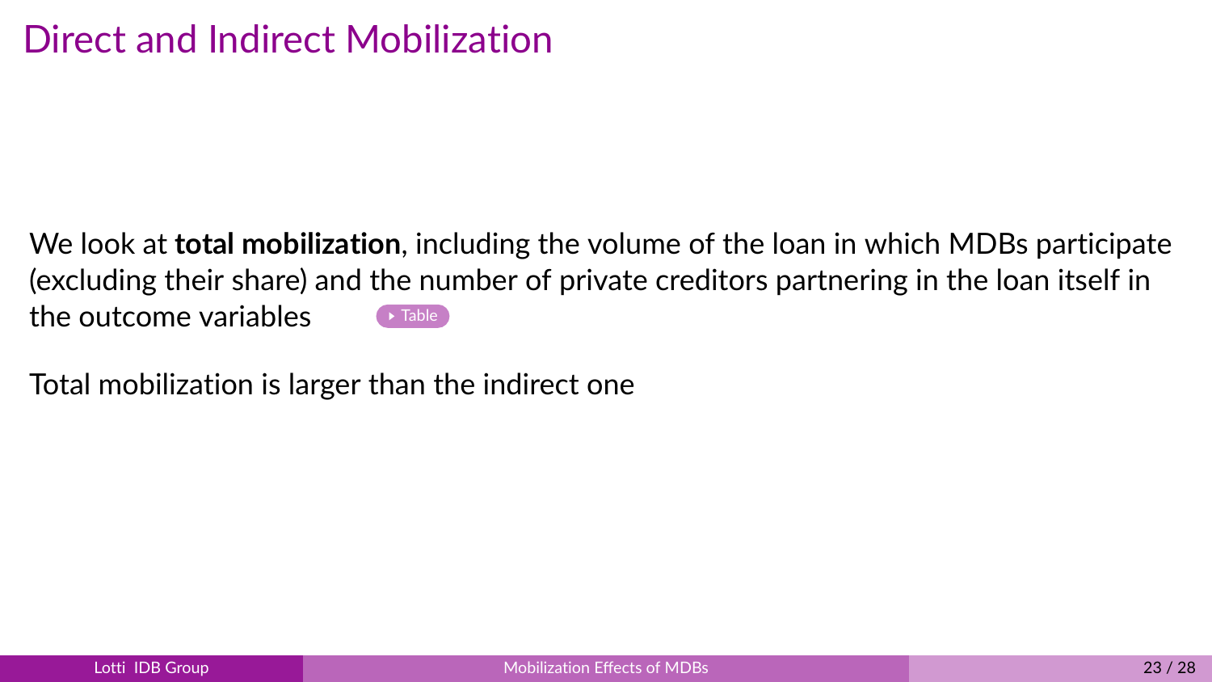# Direct and Indirect Mobilization

We look at **total mobilization**, including the volume of the loan in which MDBs participate (excluding their share) and the number of private creditors partnering in the loan itself in the outcome variables ▸ Table

Total mobilization is larger than the indirect one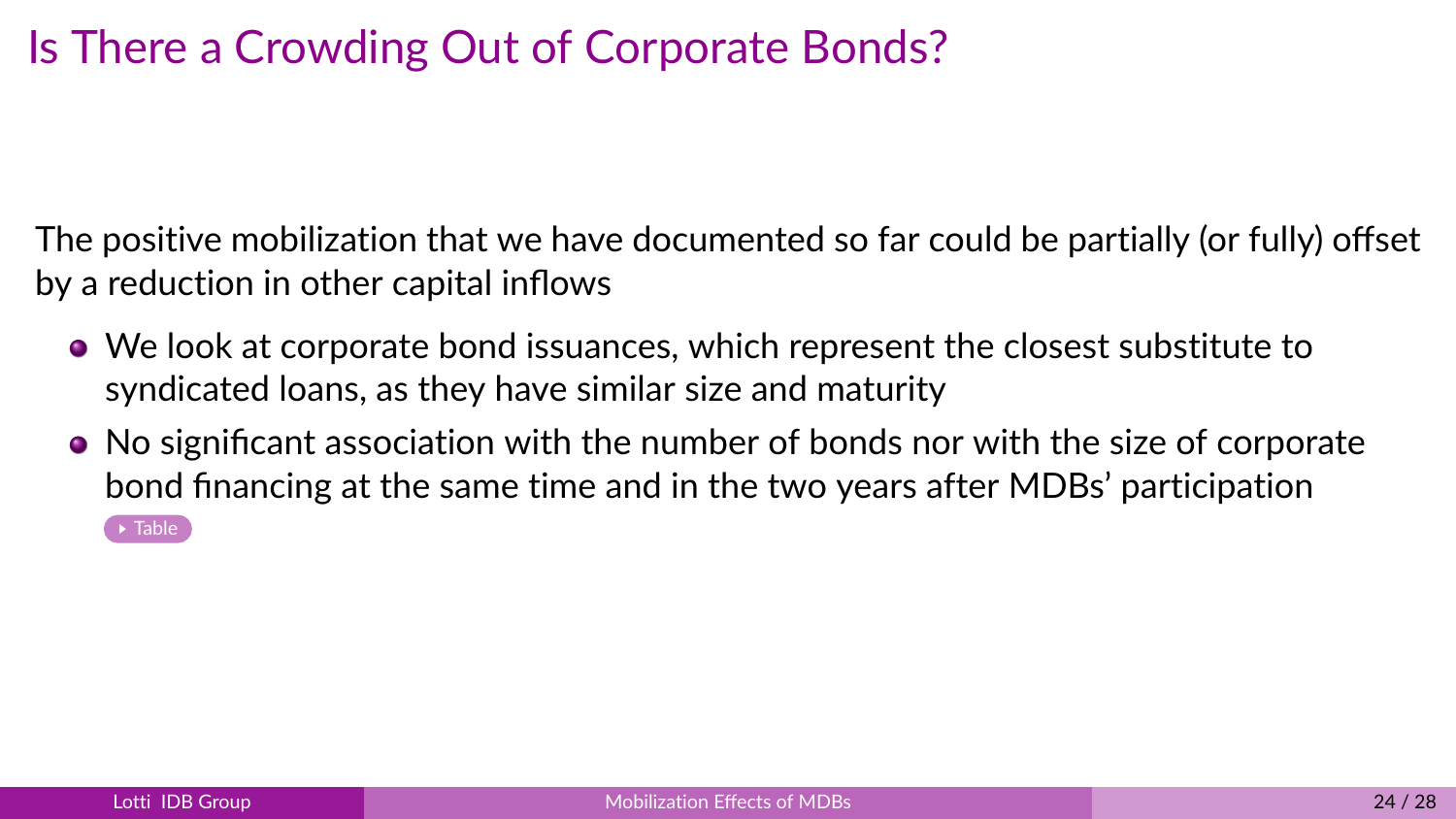# Is There a Crowding Out of Corporate Bonds?

The positive mobilization that we have documented so far could be partially (or fully) offset by a reduction in other capital inflows

- We look at corporate bond issuances, which represent the closest substitute to syndicated loans, as they have similar size and maturity
- No significant association with the number of bonds nor with the size of corporate bond financing at the same time and in the two years after MDBs' participation
  Table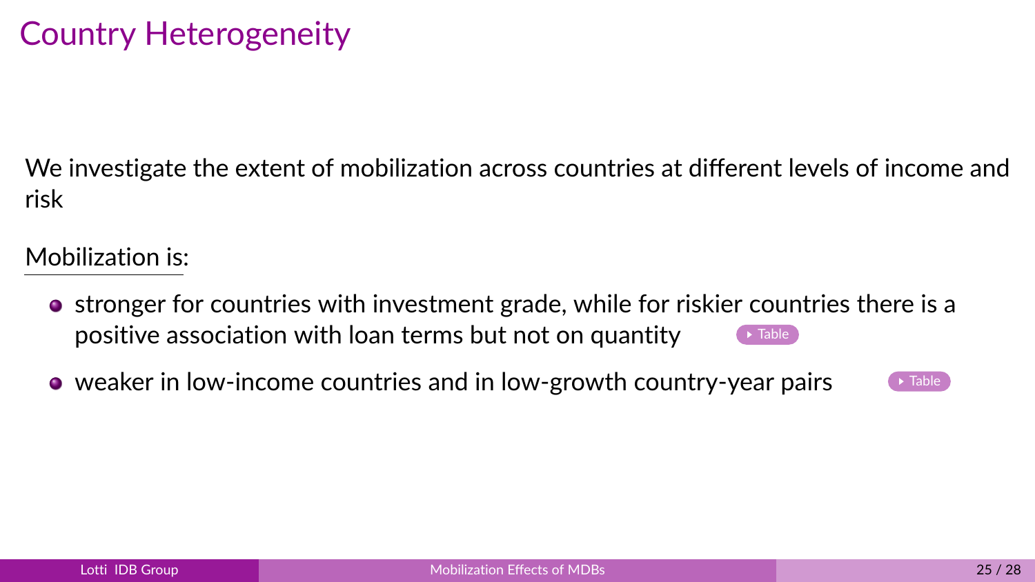# Country Heterogeneity

We investigate the extent of mobilization across countries at different levels of income and risk

Mobilization is:

- stronger for countries with investment grade, while for riskier countries there is a positive association with loan terms but not on quantity ▸ Table
- weaker in low-income countries and in low-growth country-year pairs ▸ Table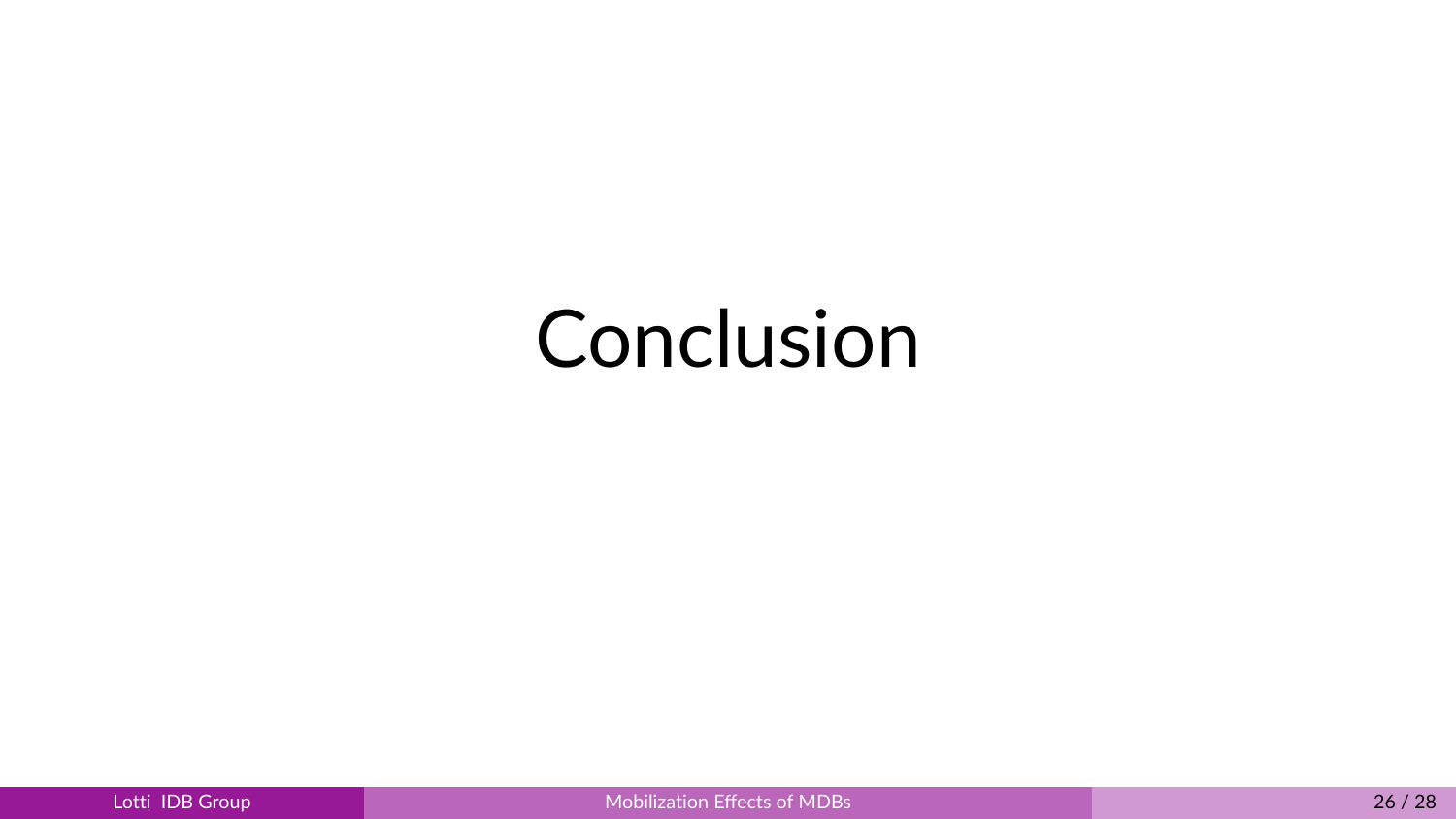# Conclusion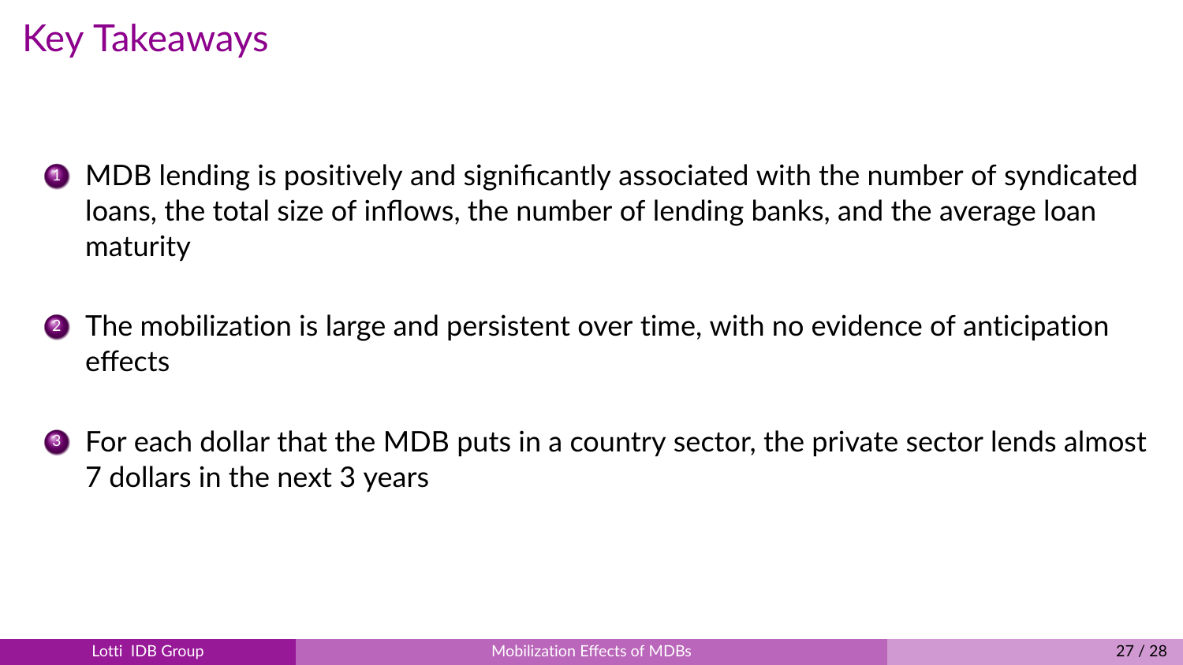# Key Takeaways

1. MDB lending is positively and significantly associated with the number of syndicated loans, the total size of inflows, the number of lending banks, and the average loan maturity

2. The mobilization is large and persistent over time, with no evidence of anticipation effects

3. For each dollar that the MDB puts in a country sector, the private sector lends almost 7 dollars in the next 3 years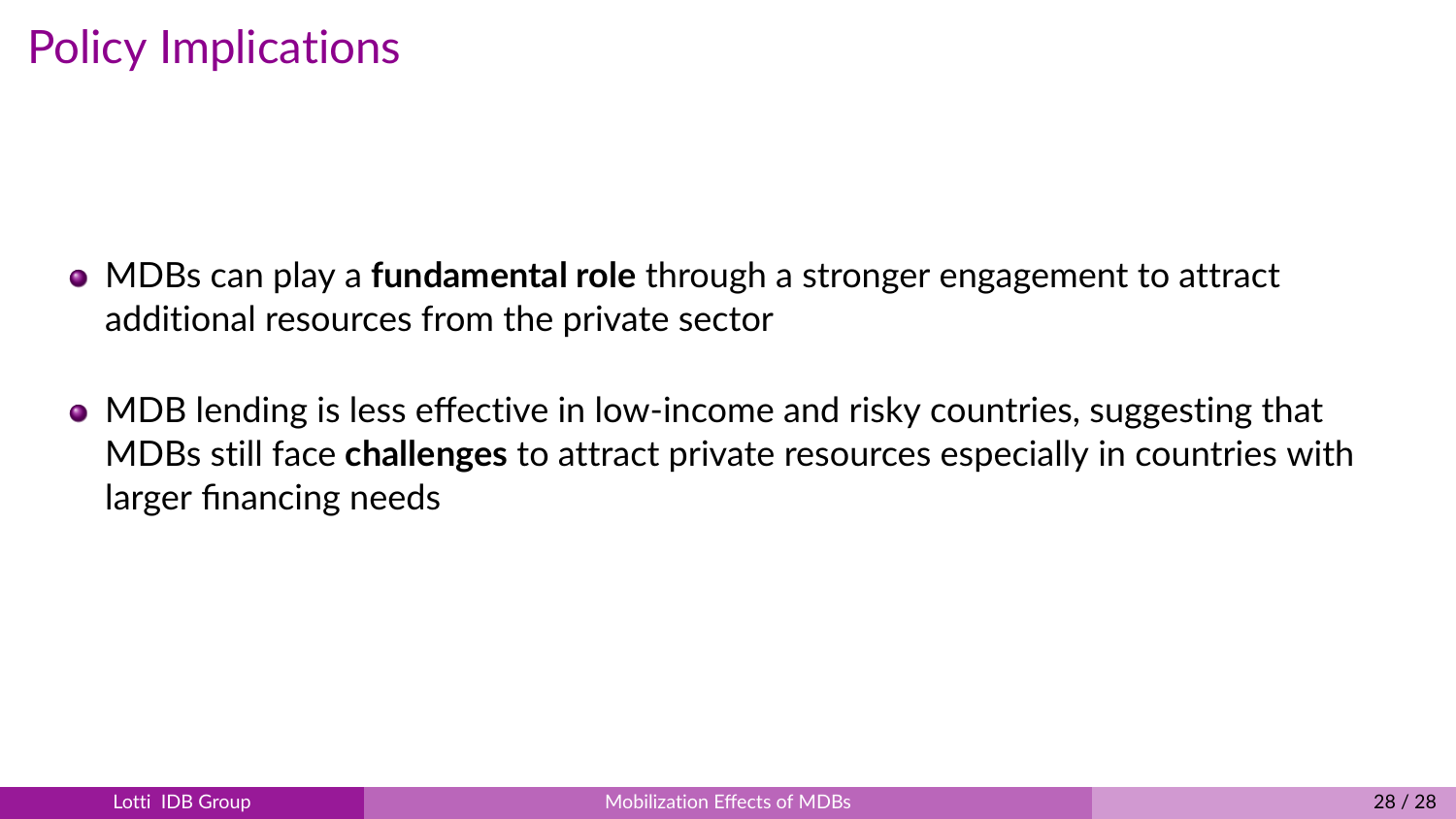# Policy Implications

- MDBs can play a **fundamental role** through a stronger engagement to attract additional resources from the private sector
- MDB lending is less effective in low-income and risky countries, suggesting that MDBs still face **challenges** to attract private resources especially in countries with larger financing needs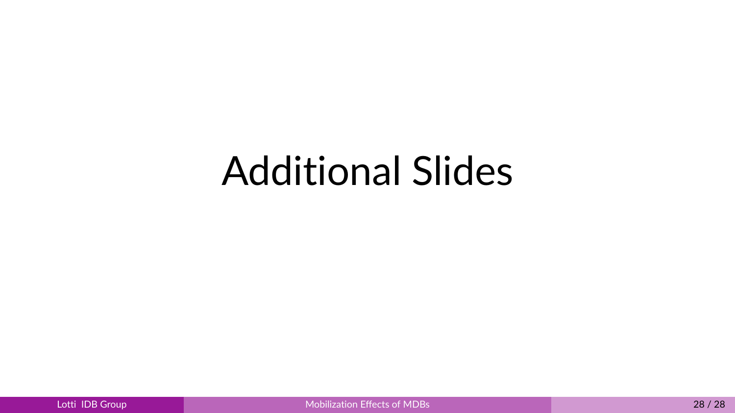# Additional Slides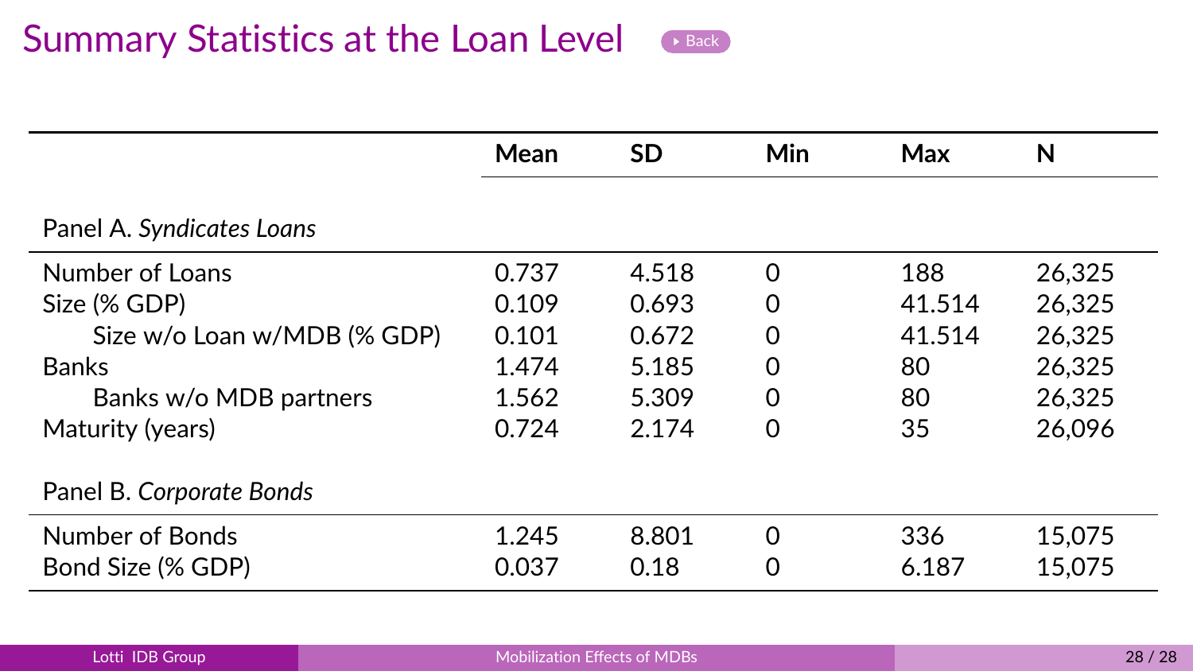# Summary Statistics at the Loan Level

| | Mean | SD | Min | Max | N |
|---|---|---|---|---|---|
| Panel A. *Syndicates Loans* | | | | | |
| Number of Loans | 0.737 | 4.518 | 0 | 188 | 26,325 |
| Size (% GDP) | 0.109 | 0.693 | 0 | 41.514 | 26,325 |
| Size w/o Loan w/MDB (% GDP) | 0.101 | 0.672 | 0 | 41.514 | 26,325 |
| Banks | 1.474 | 5.185 | 0 | 80 | 26,325 |
| Banks w/o MDB partners | 1.562 | 5.309 | 0 | 80 | 26,325 |
| Maturity (years) | 0.724 | 2.174 | 0 | 35 | 26,096 |
| Panel B. *Corporate Bonds* | | | | | |
| Number of Bonds | 1.245 | 8.801 | 0 | 336 | 15,075 |
| Bond Size (% GDP) | 0.037 | 0.18 | 0 | 6.187 | 15,075 |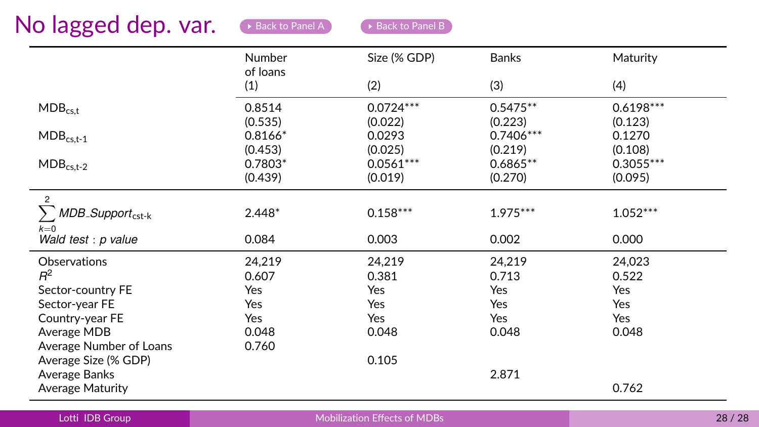# No lagged dep. var.

Back to Panel A    Back to Panel B

| | Number of loans (1) | Size (% GDP) (2) | Banks (3) | Maturity (4) |
|---|---|---|---|---|
| $MDB_{cs,t}$ | 0.8514 | 0.0724*** | 0.5475** | 0.6198*** |
| | (0.535) | (0.022) | (0.223) | (0.123) |
| $MDB_{cs,t-1}$ | 0.8166* | 0.0293 | 0.7406*** | 0.1270 |
| | (0.453) | (0.025) | (0.219) | (0.108) |
| $MDB_{cs,t-2}$ | 0.7803* | 0.0561*** | 0.6865** | 0.3055*** |
| | (0.439) | (0.019) | (0.270) | (0.095) |
| $\sum_{k=0}^{2} MDB\_Support_{cst-k}$ | 2.448* | 0.158*** | 1.975*** | 1.052*** |
| *Wald test : p value* | 0.084 | 0.003 | 0.002 | 0.000 |
| Observations | 24,219 | 24,219 | 24,219 | 24,023 |
| $R^2$ | 0.607 | 0.381 | 0.713 | 0.522 |
| Sector-country FE | Yes | Yes | Yes | Yes |
| Sector-year FE | Yes | Yes | Yes | Yes |
| Country-year FE | Yes | Yes | Yes | Yes |
| Average MDB | 0.048 | 0.048 | 0.048 | 0.048 |
| Average Number of Loans | 0.760 | | | |
| Average Size (% GDP) | | 0.105 | | |
| Average Banks | | | 2.871 | |
| Average Maturity | | | | 0.762 |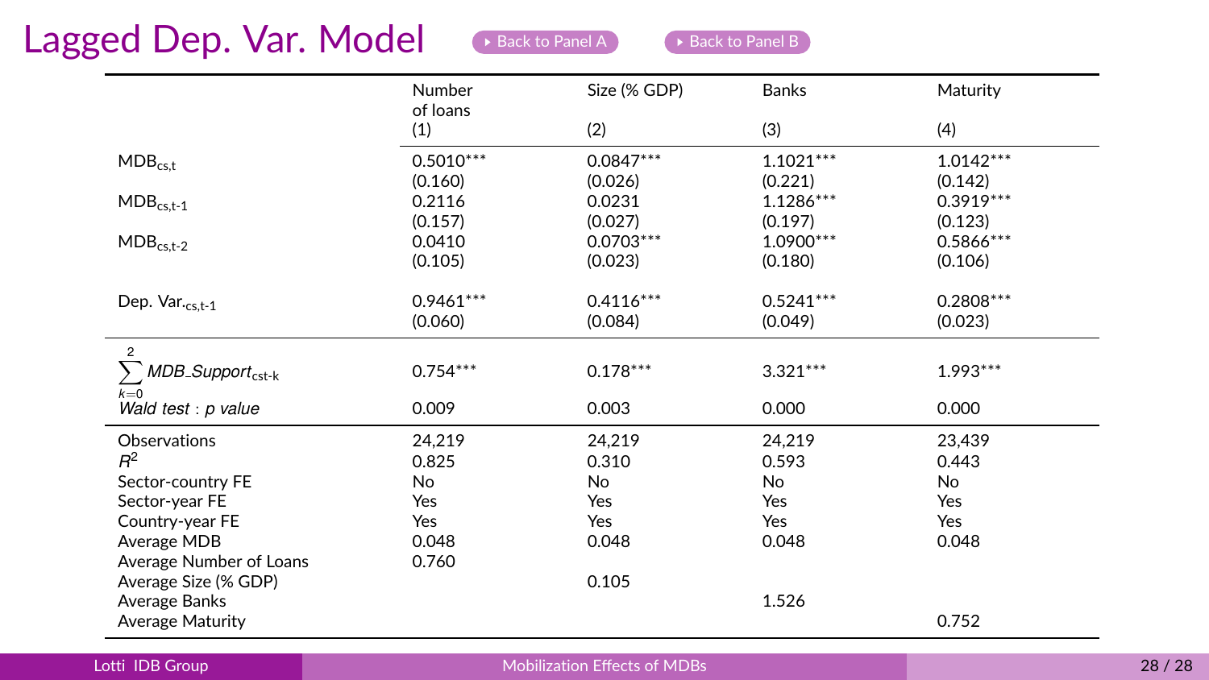# Lagged Dep. Var. Model

Back to Panel A    Back to Panel B

| | Number of loans (1) | Size (% GDP) (2) | Banks (3) | Maturity (4) |
|---|---|---|---|---|
| $MDB_{cs,t}$ | 0.5010*** | 0.0847*** | 1.1021*** | 1.0142*** |
| | (0.160) | (0.026) | (0.221) | (0.142) |
| $MDB_{cs,t-1}$ | 0.2116 | 0.0231 | 1.1286*** | 0.3919*** |
| | (0.157) | (0.027) | (0.197) | (0.123) |
| $MDB_{cs,t-2}$ | 0.0410 | 0.0703*** | 1.0900*** | 0.5866*** |
| | (0.105) | (0.023) | (0.180) | (0.106) |
| $\text{Dep. Var.}_{cs,t-1}$ | 0.9461*** | 0.4116*** | 0.5241*** | 0.2808*** |
| | (0.060) | (0.084) | (0.049) | (0.023) |
| $\sum_{k=0}^{2} MDB\_Support_{cst-k}$ | 0.754*** | 0.178*** | 3.321*** | 1.993*** |
| *Wald test : p value* | 0.009 | 0.003 | 0.000 | 0.000 |
| Observations | 24,219 | 24,219 | 24,219 | 23,439 |
| $R^2$ | 0.825 | 0.310 | 0.593 | 0.443 |
| Sector-country FE | No | No | No | No |
| Sector-year FE | Yes | Yes | Yes | Yes |
| Country-year FE | Yes | Yes | Yes | Yes |
| Average MDB | 0.048 | 0.048 | 0.048 | 0.048 |
| Average Number of Loans | 0.760 | | | |
| Average Size (% GDP) | | 0.105 | | |
| Average Banks | | | 1.526 | |
| Average Maturity | | | | 0.752 |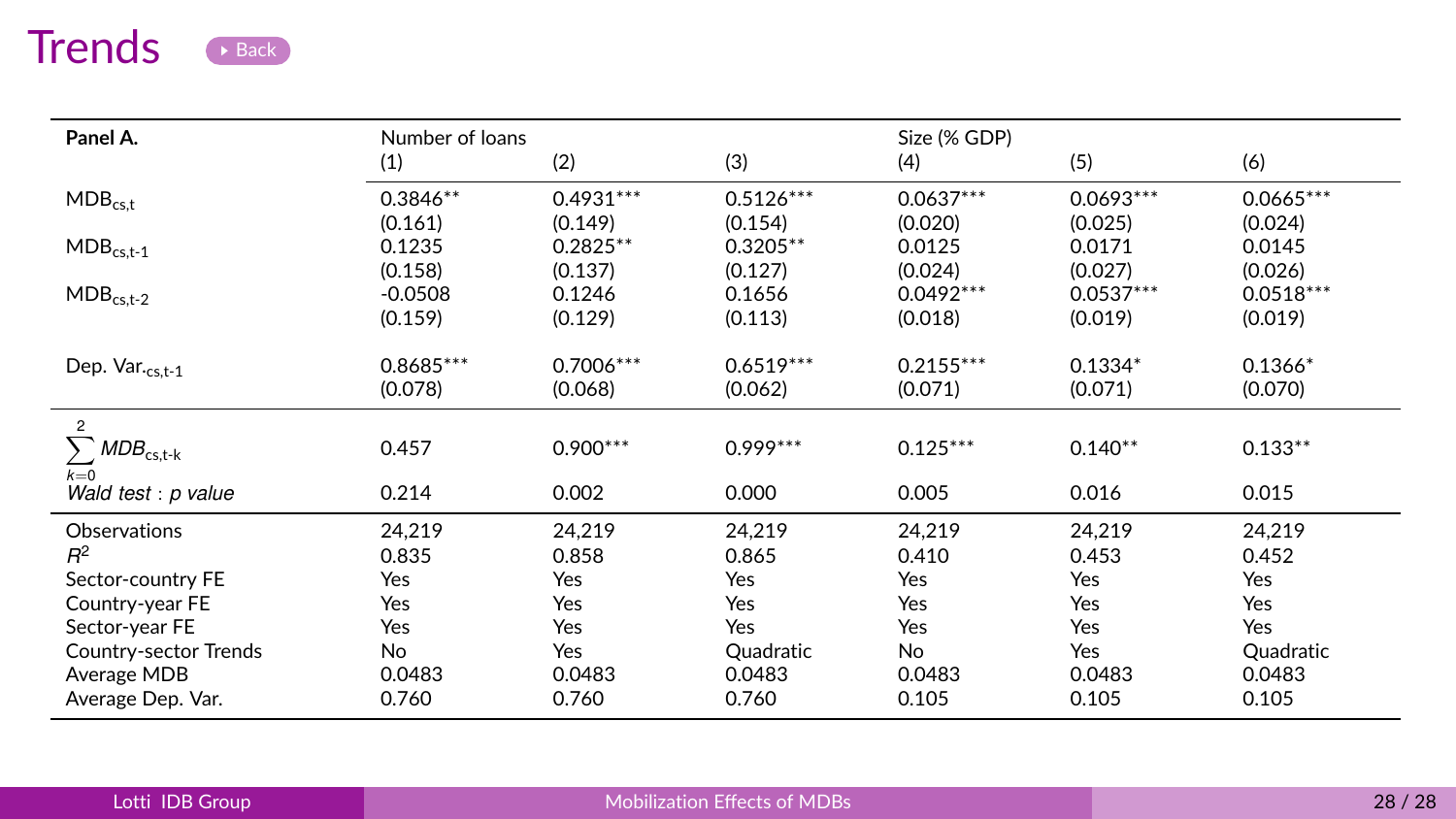# Trends

| Panel A. | Number of loans | | | Size (% GDP) | | |
|---|---|---|---|---|---|---|
| | (1) | (2) | (3) | (4) | (5) | (6) |
| $MDB_{cs,t}$ | 0.3846** | 0.4931*** | 0.5126*** | 0.0637*** | 0.0693*** | 0.0665*** |
| | (0.161) | (0.149) | (0.154) | (0.020) | (0.025) | (0.024) |
| $MDB_{cs,t-1}$ | 0.1235 | 0.2825** | 0.3205** | 0.0125 | 0.0171 | 0.0145 |
| | (0.158) | (0.137) | (0.127) | (0.024) | (0.027) | (0.026) |
| $MDB_{cs,t-2}$ | -0.0508 | 0.1246 | 0.1656 | 0.0492*** | 0.0537*** | 0.0518*** |
| | (0.159) | (0.129) | (0.113) | (0.018) | (0.019) | (0.019) |
| Dep. $Var._{cs,t-1}$ | 0.8685*** | 0.7006*** | 0.6519*** | 0.2155*** | 0.1334* | 0.1366* |
| | (0.078) | (0.068) | (0.062) | (0.071) | (0.071) | (0.070) |
| $\sum_{k=0}^{2} MDB_{cs,t-k}$ | 0.457 | 0.900*** | 0.999*** | 0.125*** | 0.140** | 0.133** |
| *Wald test : p value* | 0.214 | 0.002 | 0.000 | 0.005 | 0.016 | 0.015 |
| Observations | 24,219 | 24,219 | 24,219 | 24,219 | 24,219 | 24,219 |
| $R^2$ | 0.835 | 0.858 | 0.865 | 0.410 | 0.453 | 0.452 |
| Sector-country FE | Yes | Yes | Yes | Yes | Yes | Yes |
| Country-year FE | Yes | Yes | Yes | Yes | Yes | Yes |
| Sector-year FE | Yes | Yes | Yes | Yes | Yes | Yes |
| Country-sector Trends | No | Yes | Quadratic | No | Yes | Quadratic |
| Average MDB | 0.0483 | 0.0483 | 0.0483 | 0.0483 | 0.0483 | 0.0483 |
| Average Dep. Var. | 0.760 | 0.760 | 0.760 | 0.105 | 0.105 | 0.105 |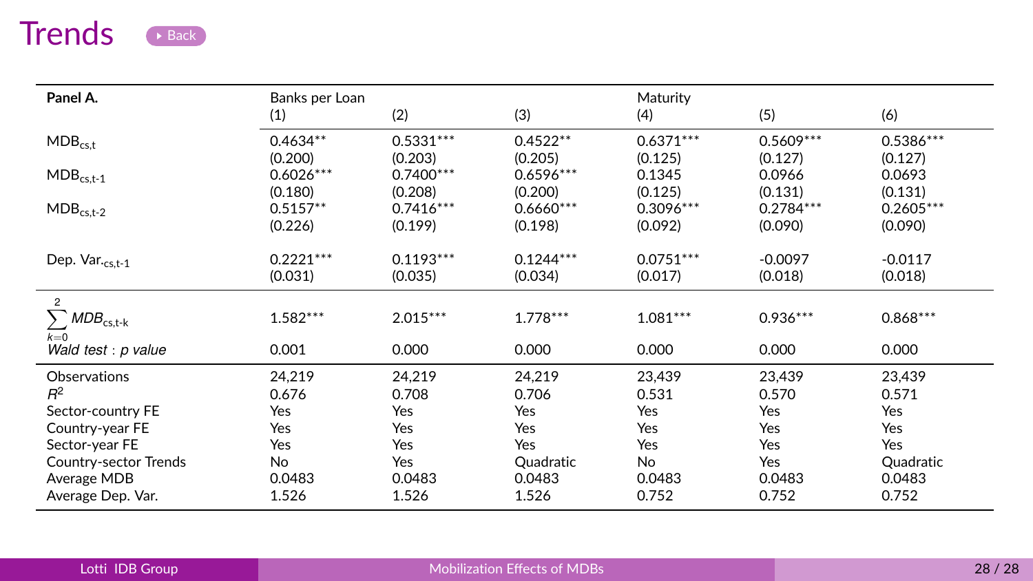# Trends

| Panel A. | Banks per Loan | | | Maturity | | |
|---|---|---|---|---|---|---|
| | (1) | (2) | (3) | (4) | (5) | (6) |
| $MDB_{cs,t}$ | 0.4634** | 0.5331*** | 0.4522** | 0.6371*** | 0.5609*** | 0.5386*** |
| | (0.200) | (0.203) | (0.205) | (0.125) | (0.127) | (0.127) |
| $MDB_{cs,t-1}$ | 0.6026*** | 0.7400*** | 0.6596*** | 0.1345 | 0.0966 | 0.0693 |
| | (0.180) | (0.208) | (0.200) | (0.125) | (0.131) | (0.131) |
| $MDB_{cs,t-2}$ | 0.5157** | 0.7416*** | 0.6660*** | 0.3096*** | 0.2784*** | 0.2605*** |
| | (0.226) | (0.199) | (0.198) | (0.092) | (0.090) | (0.090) |
| Dep. $Var._{cs,t-1}$ | 0.2221*** | 0.1193*** | 0.1244*** | 0.0751*** | -0.0097 | -0.0117 |
| | (0.031) | (0.035) | (0.034) | (0.017) | (0.018) | (0.018) |
| $\sum_{k=0}^{2} MDB_{cs,t-k}$ | 1.582*** | 2.015*** | 1.778*** | 1.081*** | 0.936*** | 0.868*** |
| *Wald test : p value* | 0.001 | 0.000 | 0.000 | 0.000 | 0.000 | 0.000 |
| Observations | 24,219 | 24,219 | 24,219 | 23,439 | 23,439 | 23,439 |
| $R^2$ | 0.676 | 0.708 | 0.706 | 0.531 | 0.570 | 0.571 |
| Sector-country FE | Yes | Yes | Yes | Yes | Yes | Yes |
| Country-year FE | Yes | Yes | Yes | Yes | Yes | Yes |
| Sector-year FE | Yes | Yes | Yes | Yes | Yes | Yes |
| Country-sector Trends | No | Yes | Quadratic | No | Yes | Quadratic |
| Average MDB | 0.0483 | 0.0483 | 0.0483 | 0.0483 | 0.0483 | 0.0483 |
| Average Dep. Var. | 1.526 | 1.526 | 1.526 | 0.752 | 0.752 | 0.752 |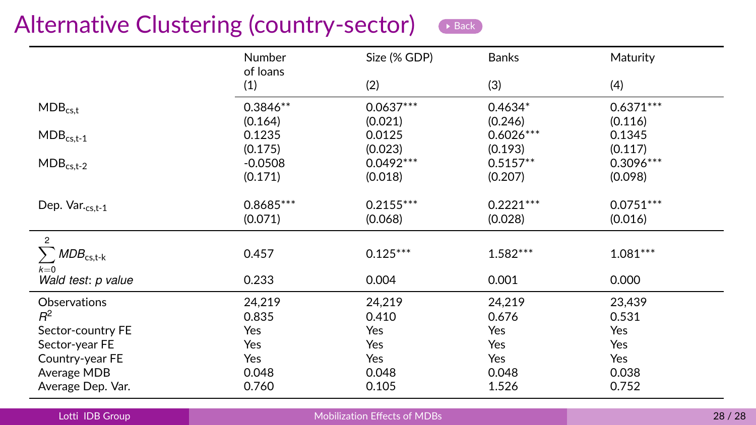# Alternative Clustering (country-sector)

| | Number of loans (1) | Size (% GDP) (2) | Banks (3) | Maturity (4) |
|---|---|---|---|---|
| $MDB_{cs,t}$ | 0.3846** | 0.0637*** | 0.4634* | 0.6371*** |
| | (0.164) | (0.021) | (0.246) | (0.116) |
| $MDB_{cs,t-1}$ | 0.1235 | 0.0125 | 0.6026*** | 0.1345 |
| | (0.175) | (0.023) | (0.193) | (0.117) |
| $MDB_{cs,t-2}$ | -0.0508 | 0.0492*** | 0.5157** | 0.3096*** |
| | (0.171) | (0.018) | (0.207) | (0.098) |
| Dep. $Var._{cs,t-1}$ | 0.8685*** | 0.2155*** | 0.2221*** | 0.0751*** |
| | (0.071) | (0.068) | (0.028) | (0.016) |
| $\sum_{k=0}^{2} MDB_{cs,t-k}$ | 0.457 | 0.125*** | 1.582*** | 1.081*** |
| *Wald test: p value* | 0.233 | 0.004 | 0.001 | 0.000 |
| Observations | 24,219 | 24,219 | 24,219 | 23,439 |
| $R^2$ | 0.835 | 0.410 | 0.676 | 0.531 |
| Sector-country FE | Yes | Yes | Yes | Yes |
| Sector-year FE | Yes | Yes | Yes | Yes |
| Country-year FE | Yes | Yes | Yes | Yes |
| Average MDB | 0.048 | 0.048 | 0.048 | 0.038 |
| Average Dep. Var. | 0.760 | 0.105 | 1.526 | 0.752 |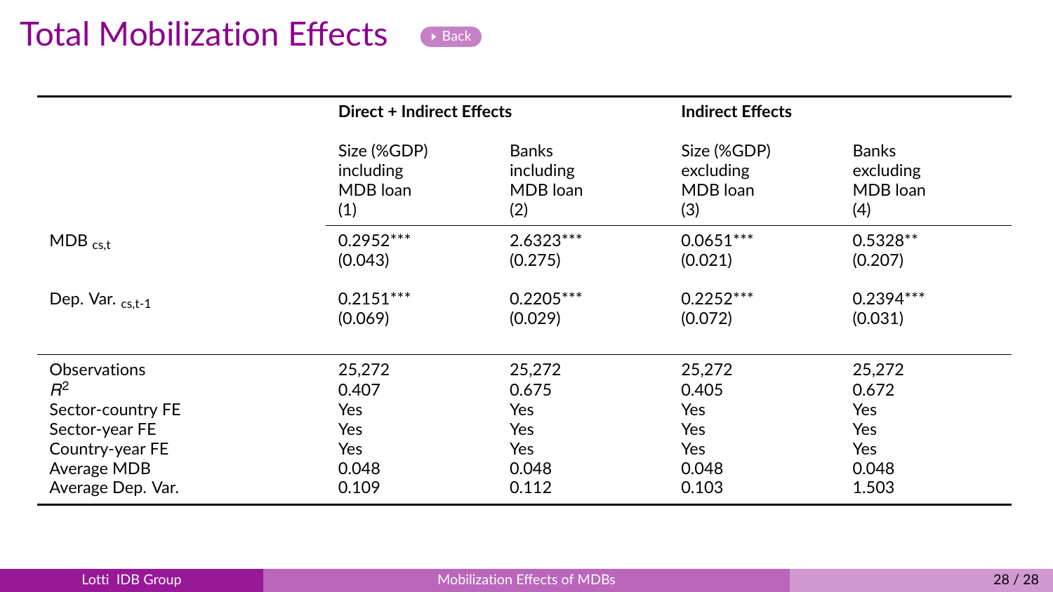# Total Mobilization Effects

| | Direct + Indirect Effects | | Indirect Effects | |
|---|---|---|---|---|
| | Size (%GDP) including MDB loan (1) | Banks including MDB loan (2) | Size (%GDP) excluding MDB loan (3) | Banks excluding MDB loan (4) |
| MDB $_{cs,t}$ | 0.2952*** | 2.6323*** | 0.0651*** | 0.5328** |
| | (0.043) | (0.275) | (0.021) | (0.207) |
| Dep. Var. $_{cs,t\text{-}1}$ | 0.2151*** | 0.2205*** | 0.2252*** | 0.2394*** |
| | (0.069) | (0.029) | (0.072) | (0.031) |
| Observations | 25,272 | 25,272 | 25,272 | 25,272 |
| $R^2$ | 0.407 | 0.675 | 0.405 | 0.672 |
| Sector-country FE | Yes | Yes | Yes | Yes |
| Sector-year FE | Yes | Yes | Yes | Yes |
| Country-year FE | Yes | Yes | Yes | Yes |
| Average MDB | 0.048 | 0.048 | 0.048 | 0.048 |
| Average Dep. Var. | 0.109 | 0.112 | 0.103 | 1.503 |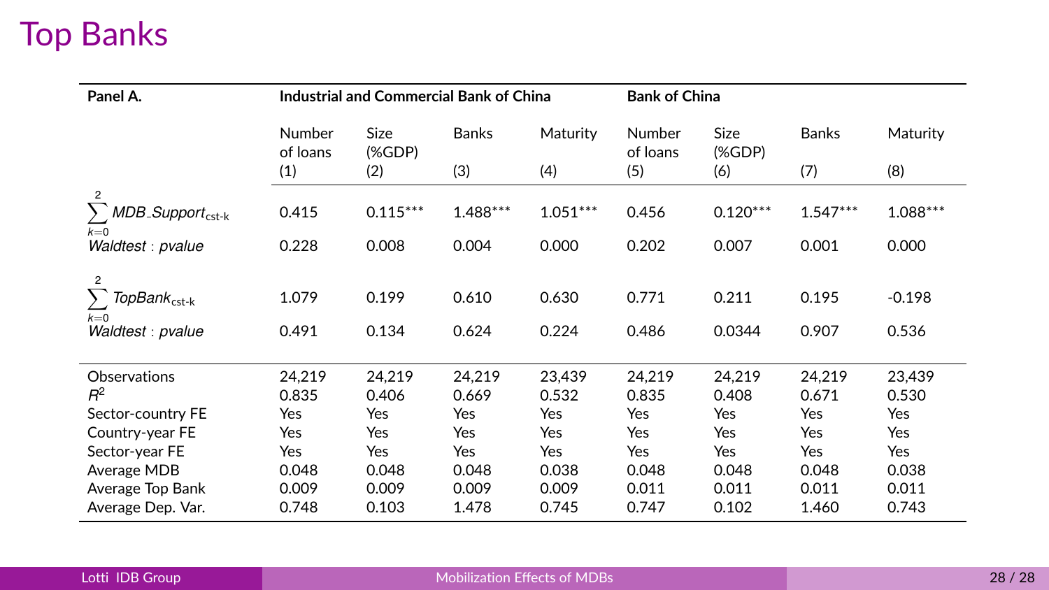# Top Banks

| Panel A. | Industrial and Commercial Bank of China | | | | Bank of China | | | |
|---|---|---|---|---|---|---|---|---|
| | Number of loans | Size (%GDP) | Banks | Maturity | Number of loans | Size (%GDP) | Banks | Maturity |
| | (1) | (2) | (3) | (4) | (5) | (6) | (7) | (8) |
| $\sum_{k=0}^{2} MDB\_Support_{\text{cst-k}}$ | 0.415 | 0.115*** | 1.488*** | 1.051*** | 0.456 | 0.120*** | 1.547*** | 1.088*** |
| $Waldtest: pvalue$ | 0.228 | 0.008 | 0.004 | 0.000 | 0.202 | 0.007 | 0.001 | 0.000 |
| $\sum_{k=0}^{2} TopBank_{\text{cst-k}}$ | 1.079 | 0.199 | 0.610 | 0.630 | 0.771 | 0.211 | 0.195 | -0.198 |
| $Waldtest: pvalue$ | 0.491 | 0.134 | 0.624 | 0.224 | 0.486 | 0.0344 | 0.907 | 0.536 |
| Observations | 24,219 | 24,219 | 24,219 | 23,439 | 24,219 | 24,219 | 24,219 | 23,439 |
| $R^2$ | 0.835 | 0.406 | 0.669 | 0.532 | 0.835 | 0.408 | 0.671 | 0.530 |
| Sector-country FE | Yes | Yes | Yes | Yes | Yes | Yes | Yes | Yes |
| Country-year FE | Yes | Yes | Yes | Yes | Yes | Yes | Yes | Yes |
| Sector-year FE | Yes | Yes | Yes | Yes | Yes | Yes | Yes | Yes |
| Average MDB | 0.048 | 0.048 | 0.048 | 0.038 | 0.048 | 0.048 | 0.048 | 0.038 |
| Average Top Bank | 0.009 | 0.009 | 0.009 | 0.009 | 0.011 | 0.011 | 0.011 | 0.011 |
| Average Dep. Var. | 0.748 | 0.103 | 1.478 | 0.745 | 0.747 | 0.102 | 1.460 | 0.743 |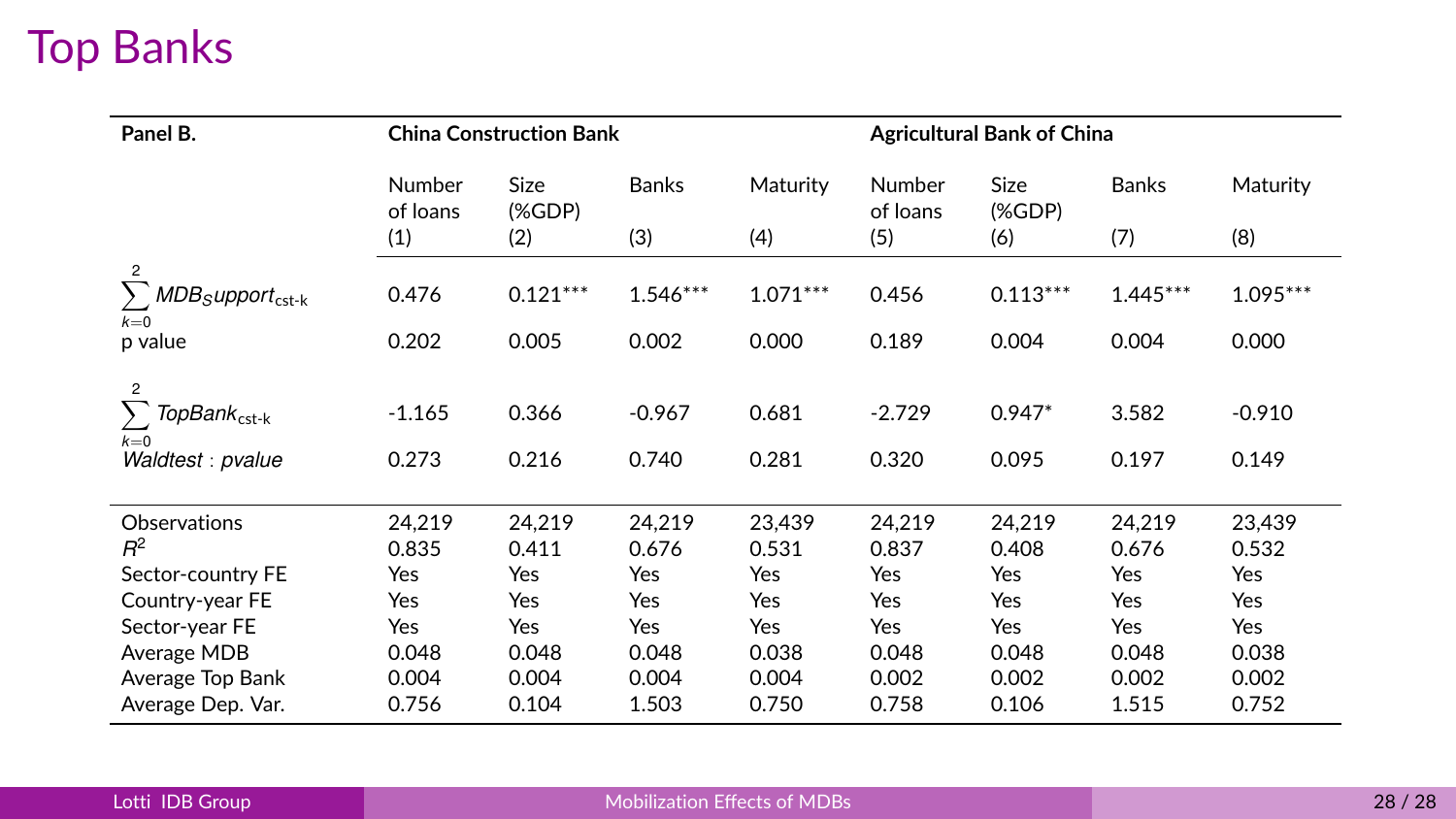# Top Banks

| Panel B. | China Construction Bank | | | | Agricultural Bank of China | | | |
|---|---|---|---|---|---|---|---|---|
| | Number of loans | Size (%GDP) | Banks | Maturity | Number of loans | Size (%GDP) | Banks | Maturity |
| | (1) | (2) | (3) | (4) | (5) | (6) | (7) | (8) |
| $\sum_{k=0}^{2} MDB_{S}upport_{\text{cst-k}}$ | 0.476 | 0.121*** | 1.546*** | 1.071*** | 0.456 | 0.113*** | 1.445*** | 1.095*** |
| p value | 0.202 | 0.005 | 0.002 | 0.000 | 0.189 | 0.004 | 0.004 | 0.000 |
| $\sum_{k=0}^{2} TopBank_{\text{cst-k}}$ | -1.165 | 0.366 | -0.967 | 0.681 | -2.729 | 0.947* | 3.582 | -0.910 |
| $Waldtest : pvalue$ | 0.273 | 0.216 | 0.740 | 0.281 | 0.320 | 0.095 | 0.197 | 0.149 |
| Observations | 24,219 | 24,219 | 24,219 | 23,439 | 24,219 | 24,219 | 24,219 | 23,439 |
| $R^2$ | 0.835 | 0.411 | 0.676 | 0.531 | 0.837 | 0.408 | 0.676 | 0.532 |
| Sector-country FE | Yes | Yes | Yes | Yes | Yes | Yes | Yes | Yes |
| Country-year FE | Yes | Yes | Yes | Yes | Yes | Yes | Yes | Yes |
| Sector-year FE | Yes | Yes | Yes | Yes | Yes | Yes | Yes | Yes |
| Average MDB | 0.048 | 0.048 | 0.048 | 0.038 | 0.048 | 0.048 | 0.048 | 0.038 |
| Average Top Bank | 0.004 | 0.004 | 0.004 | 0.004 | 0.002 | 0.002 | 0.002 | 0.002 |
| Average Dep. Var. | 0.756 | 0.104 | 1.503 | 0.750 | 0.758 | 0.106 | 1.515 | 0.752 |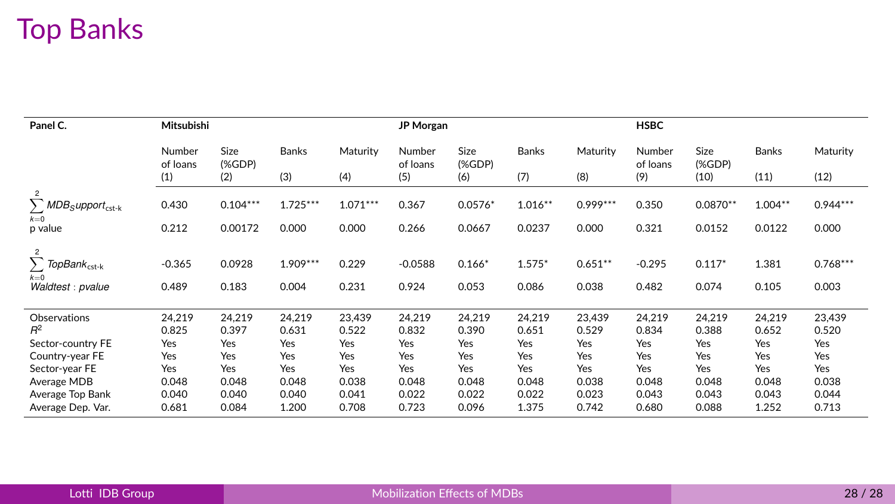# Top Banks

| Panel C. | Mitsubishi | | | | JP Morgan | | | | HSBC | | | |
|---|---|---|---|---|---|---|---|---|---|---|---|---|
| | Number of loans | Size (%GDP) | Banks | Maturity | Number of loans | Size (%GDP) | Banks | Maturity | Number of loans | Size (%GDP) | Banks | Maturity |
| | (1) | (2) | (3) | (4) | (5) | (6) | (7) | (8) | (9) | (10) | (11) | (12) |
| $\sum_{k=0}^{2} MDB_{S}upport_{\text{cst-k}}$ | 0.430 | 0.104*** | 1.725*** | 1.071*** | 0.367 | 0.0576* | 1.016** | 0.999*** | 0.350 | 0.0870** | 1.004** | 0.944*** |
| p value | 0.212 | 0.00172 | 0.000 | 0.000 | 0.266 | 0.0667 | 0.0237 | 0.000 | 0.321 | 0.0152 | 0.0122 | 0.000 |
| $\sum_{k=0}^{2} TopBank_{\text{cst-k}}$ | -0.365 | 0.0928 | 1.909*** | 0.229 | -0.0588 | 0.166* | 1.575* | 0.651** | -0.295 | 0.117* | 1.381 | 0.768*** |
| $Waldtest: pvalue$ | 0.489 | 0.183 | 0.004 | 0.231 | 0.924 | 0.053 | 0.086 | 0.038 | 0.482 | 0.074 | 0.105 | 0.003 |
| Observations | 24,219 | 24,219 | 24,219 | 23,439 | 24,219 | 24,219 | 24,219 | 23,439 | 24,219 | 24,219 | 24,219 | 23,439 |
| $R^2$ | 0.825 | 0.397 | 0.631 | 0.522 | 0.832 | 0.390 | 0.651 | 0.529 | 0.834 | 0.388 | 0.652 | 0.520 |
| Sector-country FE | Yes | Yes | Yes | Yes | Yes | Yes | Yes | Yes | Yes | Yes | Yes | Yes |
| Country-year FE | Yes | Yes | Yes | Yes | Yes | Yes | Yes | Yes | Yes | Yes | Yes | Yes |
| Sector-year FE | Yes | Yes | Yes | Yes | Yes | Yes | Yes | Yes | Yes | Yes | Yes | Yes |
| Average MDB | 0.048 | 0.048 | 0.048 | 0.038 | 0.048 | 0.048 | 0.048 | 0.038 | 0.048 | 0.048 | 0.048 | 0.038 |
| Average Top Bank | 0.040 | 0.040 | 0.040 | 0.041 | 0.022 | 0.022 | 0.022 | 0.023 | 0.043 | 0.043 | 0.043 | 0.044 |
| Average Dep. Var. | 0.681 | 0.084 | 1.200 | 0.708 | 0.723 | 0.096 | 1.375 | 0.742 | 0.680 | 0.088 | 1.252 | 0.713 |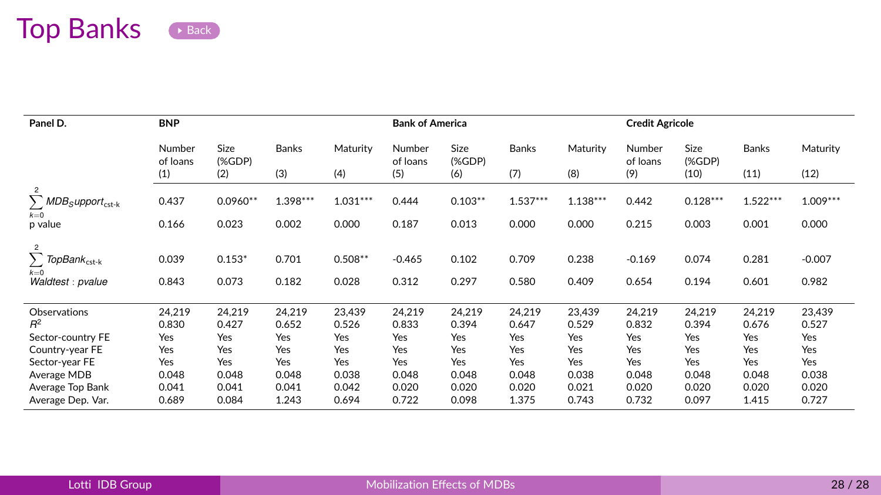# Top Banks

| Panel D. | BNP | | | | Bank of America | | | | Credit Agricole | | | |
|---|---|---|---|---|---|---|---|---|---|---|---|---|
| | Number of loans | Size (%GDP) | Banks | Maturity | Number of loans | Size (%GDP) | Banks | Maturity | Number of loans | Size (%GDP) | Banks | Maturity |
| | (1) | (2) | (3) | (4) | (5) | (6) | (7) | (8) | (9) | (10) | (11) | (12) |
| $\sum_{k=0}^{2} MDB_S upport_{\text{cst-k}}$ | 0.437 | 0.0960** | 1.398*** | 1.031*** | 0.444 | 0.103** | 1.537*** | 1.138*** | 0.442 | 0.128*** | 1.522*** | 1.009*** |
| p value | 0.166 | 0.023 | 0.002 | 0.000 | 0.187 | 0.013 | 0.000 | 0.000 | 0.215 | 0.003 | 0.001 | 0.000 |
| $\sum_{k=0}^{2} TopBank_{\text{cst-k}}$ | 0.039 | 0.153* | 0.701 | 0.508** | -0.465 | 0.102 | 0.709 | 0.238 | -0.169 | 0.074 | 0.281 | -0.007 |
| $Waldtest : pvalue$ | 0.843 | 0.073 | 0.182 | 0.028 | 0.312 | 0.297 | 0.580 | 0.409 | 0.654 | 0.194 | 0.601 | 0.982 |
| Observations | 24,219 | 24,219 | 24,219 | 23,439 | 24,219 | 24,219 | 24,219 | 23,439 | 24,219 | 24,219 | 24,219 | 23,439 |
| $R^2$ | 0.830 | 0.427 | 0.652 | 0.526 | 0.833 | 0.394 | 0.647 | 0.529 | 0.832 | 0.394 | 0.676 | 0.527 |
| Sector-country FE | Yes | Yes | Yes | Yes | Yes | Yes | Yes | Yes | Yes | Yes | Yes | Yes |
| Country-year FE | Yes | Yes | Yes | Yes | Yes | Yes | Yes | Yes | Yes | Yes | Yes | Yes |
| Sector-year FE | Yes | Yes | Yes | Yes | Yes | Yes | Yes | Yes | Yes | Yes | Yes | Yes |
| Average MDB | 0.048 | 0.048 | 0.048 | 0.038 | 0.048 | 0.048 | 0.048 | 0.038 | 0.048 | 0.048 | 0.048 | 0.038 |
| Average Top Bank | 0.041 | 0.041 | 0.041 | 0.042 | 0.020 | 0.020 | 0.020 | 0.021 | 0.020 | 0.020 | 0.020 | 0.020 |
| Average Dep. Var. | 0.689 | 0.084 | 1.243 | 0.694 | 0.722 | 0.098 | 1.375 | 0.743 | 0.732 | 0.097 | 1.415 | 0.727 |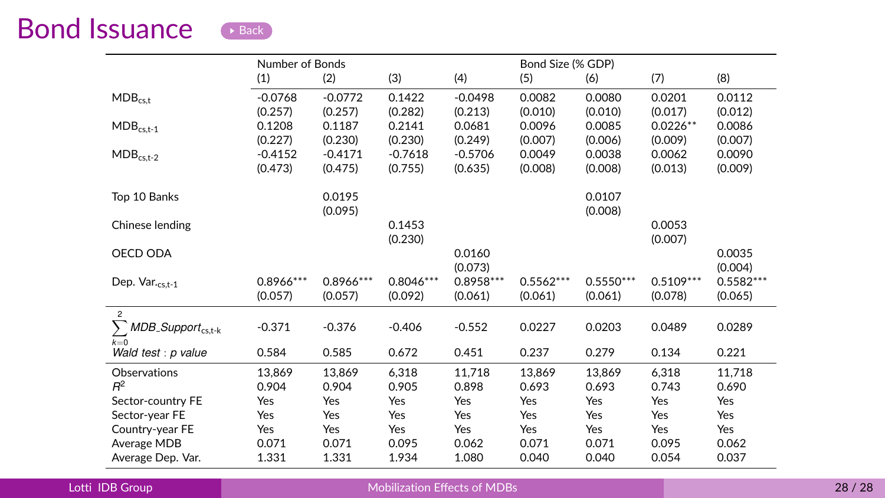# Bond Issuance

| | Number of Bonds | | | | Bond Size (% GDP) | | | |
|---|---|---|---|---|---|---|---|---|
| | (1) | (2) | (3) | (4) | (5) | (6) | (7) | (8) |
| $MDB_{cs,t}$ | -0.0768 | -0.0772 | 0.1422 | -0.0498 | 0.0082 | 0.0080 | 0.0201 | 0.0112 |
| | (0.257) | (0.257) | (0.282) | (0.213) | (0.010) | (0.010) | (0.017) | (0.012) |
| $MDB_{cs,t-1}$ | 0.1208 | 0.1187 | 0.2141 | 0.0681 | 0.0096 | 0.0085 | 0.0226** | 0.0086 |
| | (0.227) | (0.230) | (0.230) | (0.249) | (0.007) | (0.006) | (0.009) | (0.007) |
| $MDB_{cs,t-2}$ | -0.4152 | -0.4171 | -0.7618 | -0.5706 | 0.0049 | 0.0038 | 0.0062 | 0.0090 |
| | (0.473) | (0.475) | (0.755) | (0.635) | (0.008) | (0.008) | (0.013) | (0.009) |
| Top 10 Banks | | 0.0195 | | | | 0.0107 | | |
| | | (0.095) | | | | (0.008) | | |
| Chinese lending | | | 0.1453 | | | | 0.0053 | |
| | | | (0.230) | | | | (0.007) | |
| OECD ODA | | | | 0.0160 | | | | 0.0035 |
| | | | | (0.073) | | | | (0.004) |
| Dep. $Var._{cs,t-1}$ | 0.8966*** | 0.8966*** | 0.8046*** | 0.8958*** | 0.5562*** | 0.5550*** | 0.5109*** | 0.5582*** |
| | (0.057) | (0.057) | (0.092) | (0.061) | (0.061) | (0.061) | (0.078) | (0.065) |
| $\sum_{k=0}^{2} MDB\_Support_{cs,t-k}$ | -0.371 | -0.376 | -0.406 | -0.552 | 0.0227 | 0.0203 | 0.0489 | 0.0289 |
| *Wald test : p value* | 0.584 | 0.585 | 0.672 | 0.451 | 0.237 | 0.279 | 0.134 | 0.221 |
| Observations | 13,869 | 13,869 | 6,318 | 11,718 | 13,869 | 13,869 | 6,318 | 11,718 |
| $R^2$ | 0.904 | 0.904 | 0.905 | 0.898 | 0.693 | 0.693 | 0.743 | 0.690 |
| Sector-country FE | Yes | Yes | Yes | Yes | Yes | Yes | Yes | Yes |
| Sector-year FE | Yes | Yes | Yes | Yes | Yes | Yes | Yes | Yes |
| Country-year FE | Yes | Yes | Yes | Yes | Yes | Yes | Yes | Yes |
| Average MDB | 0.071 | 0.071 | 0.095 | 0.062 | 0.071 | 0.071 | 0.095 | 0.062 |
| Average Dep. Var. | 1.331 | 1.331 | 1.934 | 1.080 | 0.040 | 0.040 | 0.054 | 0.037 |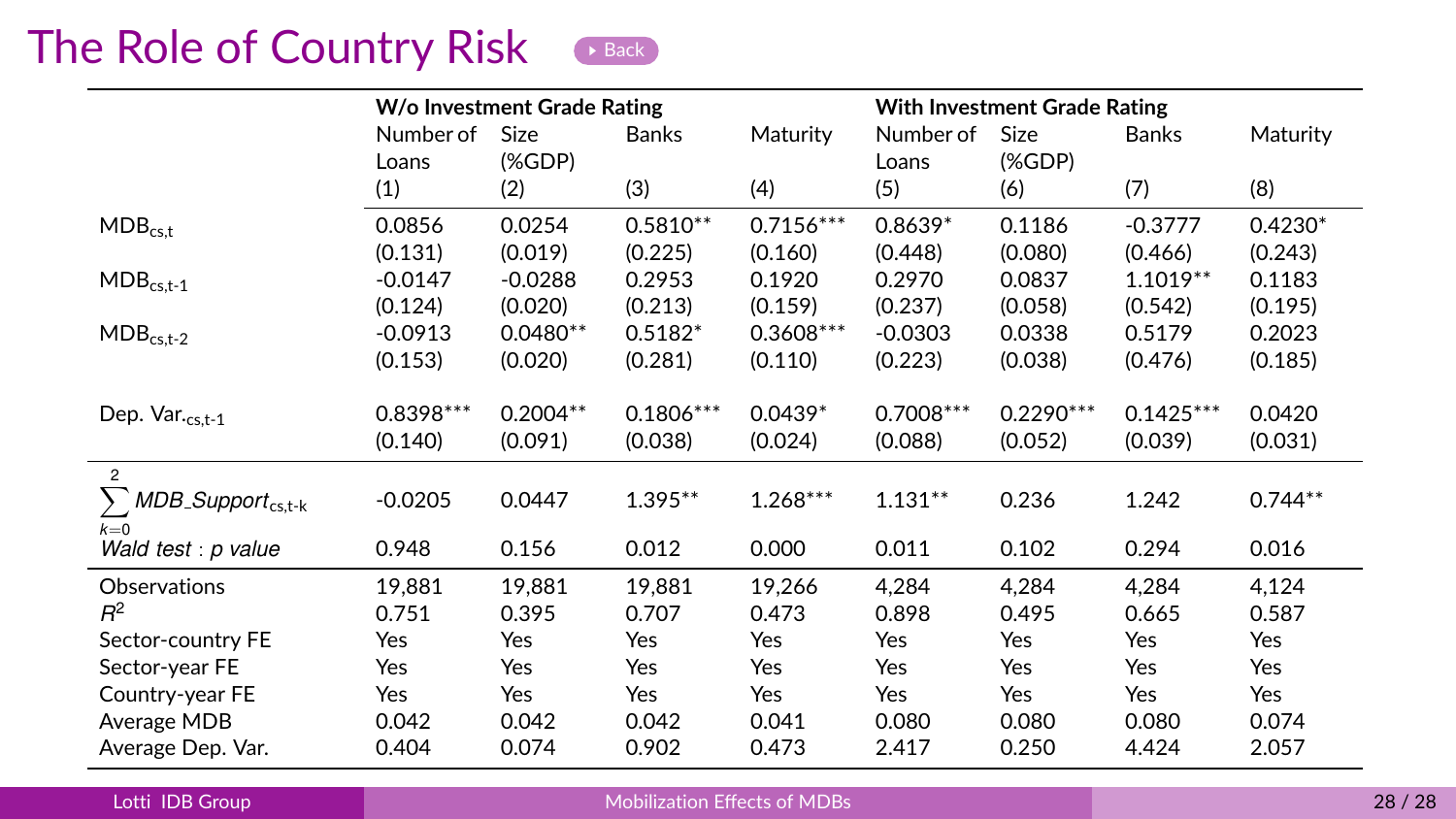# The Role of Country Risk

| | W/o Investment Grade Rating | | | | With Investment Grade Rating | | | |
|---|---|---|---|---|---|---|---|---|
| | Number of Loans | Size (%GDP) | Banks | Maturity | Number of Loans | Size (%GDP) | Banks | Maturity |
| | (1) | (2) | (3) | (4) | (5) | (6) | (7) | (8) |
| $MDB_{cs,t}$ | 0.0856 | 0.0254 | 0.5810** | 0.7156*** | 0.8639* | 0.1186 | -0.3777 | 0.4230* |
| | (0.131) | (0.019) | (0.225) | (0.160) | (0.448) | (0.080) | (0.466) | (0.243) |
| $MDB_{cs,t-1}$ | -0.0147 | -0.0288 | 0.2953 | 0.1920 | 0.2970 | 0.0837 | 1.1019** | 0.1183 |
| | (0.124) | (0.020) | (0.213) | (0.159) | (0.237) | (0.058) | (0.542) | (0.195) |
| $MDB_{cs,t-2}$ | -0.0913 | 0.0480** | 0.5182* | 0.3608*** | -0.0303 | 0.0338 | 0.5179 | 0.2023 |
| | (0.153) | (0.020) | (0.281) | (0.110) | (0.223) | (0.038) | (0.476) | (0.185) |
| $Dep. Var._{cs,t-1}$ | 0.8398*** | 0.2004** | 0.1806*** | 0.0439* | 0.7008*** | 0.2290*** | 0.1425*** | 0.0420 |
| | (0.140) | (0.091) | (0.038) | (0.024) | (0.088) | (0.052) | (0.039) | (0.031) |
| $\sum_{k=0}^{2} MDB\_Support_{cs,t-k}$ | -0.0205 | 0.0447 | 1.395** | 1.268*** | 1.131** | 0.236 | 1.242 | 0.744** |
| *Wald test : p value* | 0.948 | 0.156 | 0.012 | 0.000 | 0.011 | 0.102 | 0.294 | 0.016 |
| Observations | 19,881 | 19,881 | 19,881 | 19,266 | 4,284 | 4,284 | 4,284 | 4,124 |
| $R^2$ | 0.751 | 0.395 | 0.707 | 0.473 | 0.898 | 0.495 | 0.665 | 0.587 |
| Sector-country FE | Yes | Yes | Yes | Yes | Yes | Yes | Yes | Yes |
| Sector-year FE | Yes | Yes | Yes | Yes | Yes | Yes | Yes | Yes |
| Country-year FE | Yes | Yes | Yes | Yes | Yes | Yes | Yes | Yes |
| Average MDB | 0.042 | 0.042 | 0.042 | 0.041 | 0.080 | 0.080 | 0.080 | 0.074 |
| Average Dep. Var. | 0.404 | 0.074 | 0.902 | 0.473 | 2.417 | 0.250 | 4.424 | 2.057 |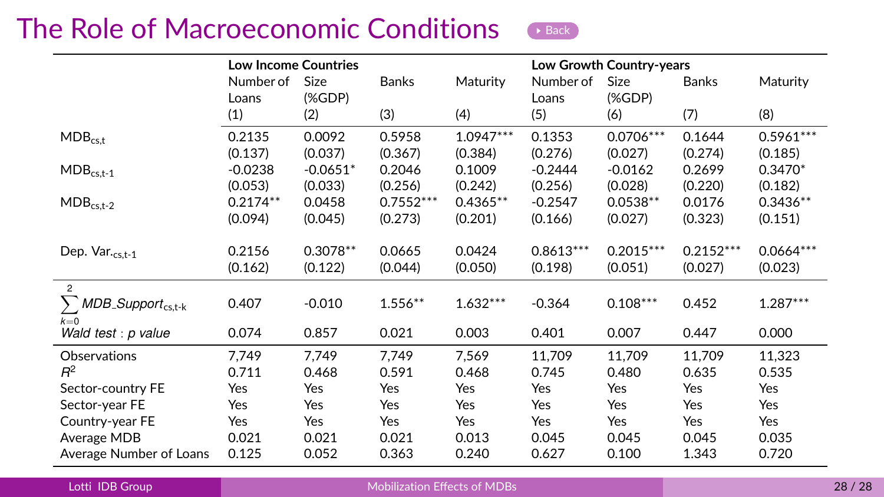# The Role of Macroeconomic Conditions

| | Low Income Countries | | | | Low Growth Country-years | | | |
|---|---|---|---|---|---|---|---|---|
| | Number of Loans | Size (%GDP) | Banks | Maturity | Number of Loans | Size (%GDP) | Banks | Maturity |
| | (1) | (2) | (3) | (4) | (5) | (6) | (7) | (8) |
| $MDB_{cs,t}$ | 0.2135 | 0.0092 | 0.5958 | 1.0947*** | 0.1353 | 0.0706*** | 0.1644 | 0.5961*** |
| | (0.137) | (0.037) | (0.367) | (0.384) | (0.276) | (0.027) | (0.274) | (0.185) |
| $MDB_{cs,t-1}$ | -0.0238 | -0.0651* | 0.2046 | 0.1009 | -0.2444 | -0.0162 | 0.2699 | 0.3470* |
| | (0.053) | (0.033) | (0.256) | (0.242) | (0.256) | (0.028) | (0.220) | (0.182) |
| $MDB_{cs,t-2}$ | 0.2174** | 0.0458 | 0.7552*** | 0.4365** | -0.2547 | 0.0538** | 0.0176 | 0.3436** |
| | (0.094) | (0.045) | (0.273) | (0.201) | (0.166) | (0.027) | (0.323) | (0.151) |
| $Dep.\ Var._{cs,t-1}$ | 0.2156 | 0.3078** | 0.0665 | 0.0424 | 0.8613*** | 0.2015*** | 0.2152*** | 0.0664*** |
| | (0.162) | (0.122) | (0.044) | (0.050) | (0.198) | (0.051) | (0.027) | (0.023) |
| $\sum_{k=0}^{2} MDB\_Support_{cs,t-k}$ | 0.407 | -0.010 | 1.556** | 1.632*** | -0.364 | 0.108*** | 0.452 | 1.287*** |
| *Wald test : p value* | 0.074 | 0.857 | 0.021 | 0.003 | 0.401 | 0.007 | 0.447 | 0.000 |
| Observations | 7,749 | 7,749 | 7,749 | 7,569 | 11,709 | 11,709 | 11,709 | 11,323 |
| $R^2$ | 0.711 | 0.468 | 0.591 | 0.468 | 0.745 | 0.480 | 0.635 | 0.535 |
| Sector-country FE | Yes | Yes | Yes | Yes | Yes | Yes | Yes | Yes |
| Sector-year FE | Yes | Yes | Yes | Yes | Yes | Yes | Yes | Yes |
| Country-year FE | Yes | Yes | Yes | Yes | Yes | Yes | Yes | Yes |
| Average MDB | 0.021 | 0.021 | 0.021 | 0.013 | 0.045 | 0.045 | 0.045 | 0.035 |
| Average Number of Loans | 0.125 | 0.052 | 0.363 | 0.240 | 0.627 | 0.100 | 1.343 | 0.720 |